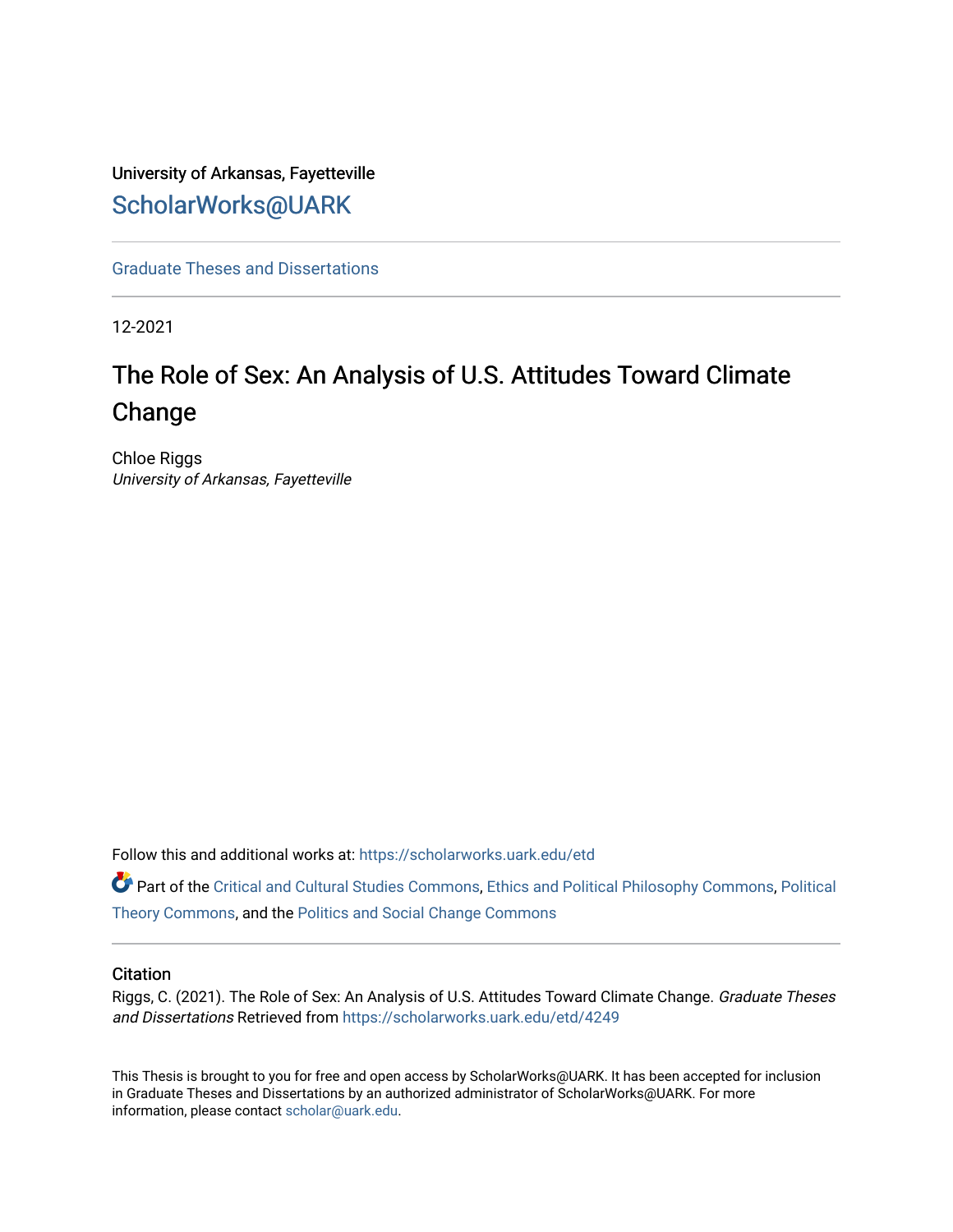University of Arkansas, Fayetteville

[ScholarWorks@UARK](https://scholarworks.uark.edu/)

[Graduate Theses and Dissertations](https://scholarworks.uark.edu/etd)

12-2021

# The Role of Sex: An Analysis of U.S. Attitudes Toward Climate Change

Chloe Riggs
*University of Arkansas, Fayetteville*

Follow this and additional works at: https://scholarworks.uark.edu/etd

Part of the Critical and Cultural Studies Commons, Ethics and Political Philosophy Commons, Political Theory Commons, and the Politics and Social Change Commons

### Citation

Riggs, C. (2021). The Role of Sex: An Analysis of U.S. Attitudes Toward Climate Change. *Graduate Theses and Dissertations* Retrieved from https://scholarworks.uark.edu/etd/4249

This Thesis is brought to you for free and open access by ScholarWorks@UARK. It has been accepted for inclusion in Graduate Theses and Dissertations by an authorized administrator of ScholarWorks@UARK. For more information, please contact scholar@uark.edu.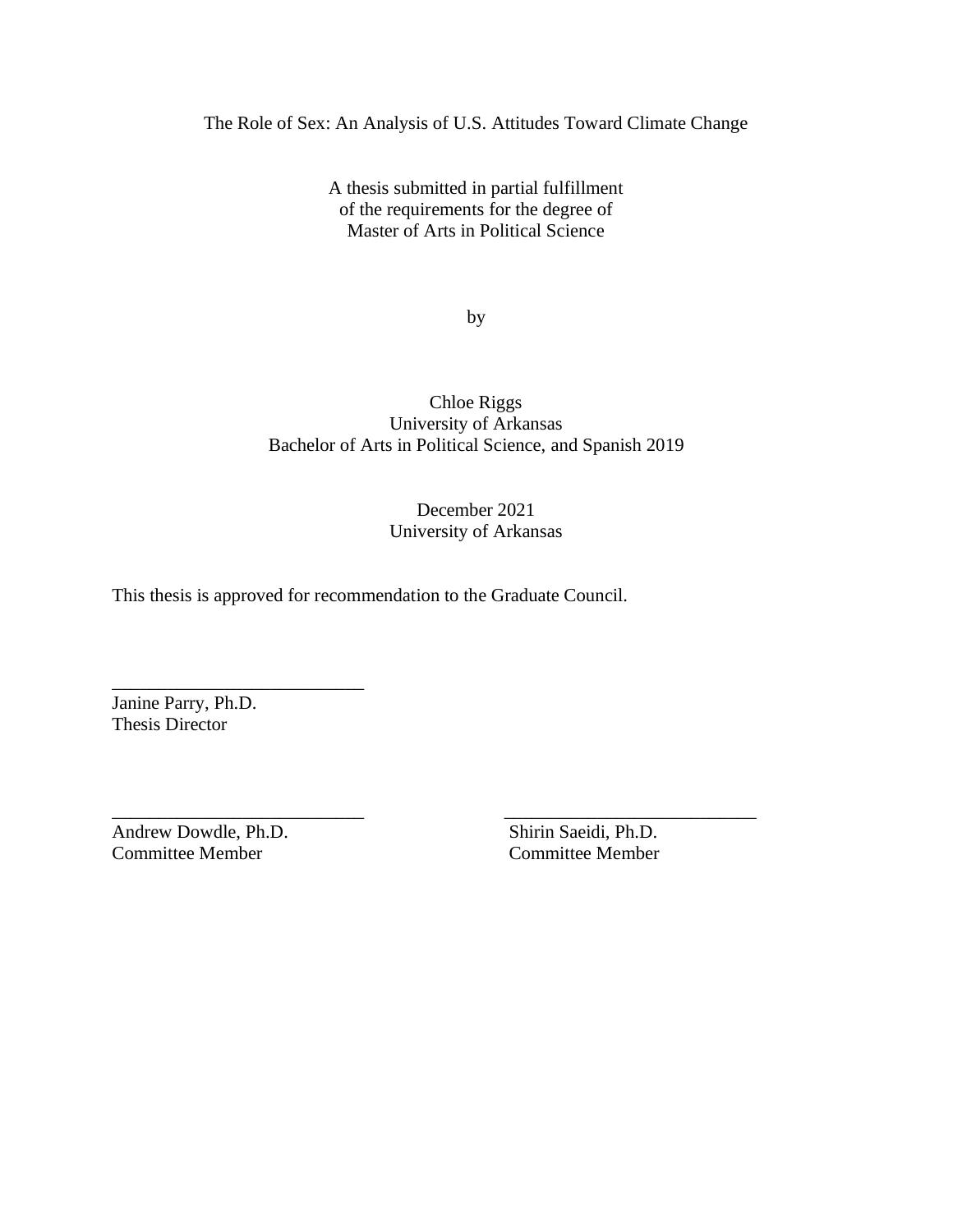The Role of Sex: An Analysis of U.S. Attitudes Toward Climate Change

A thesis submitted in partial fulfillment
of the requirements for the degree of
Master of Arts in Political Science

by

Chloe Riggs
University of Arkansas
Bachelor of Arts in Political Science, and Spanish 2019

December 2021
University of Arkansas

This thesis is approved for recommendation to the Graduate Council.

___________________________
Janine Parry, Ph.D.
Thesis Director

___________________________
Andrew Dowdle, Ph.D.
Committee Member

___________________________
Shirin Saeidi, Ph.D.
Committee Member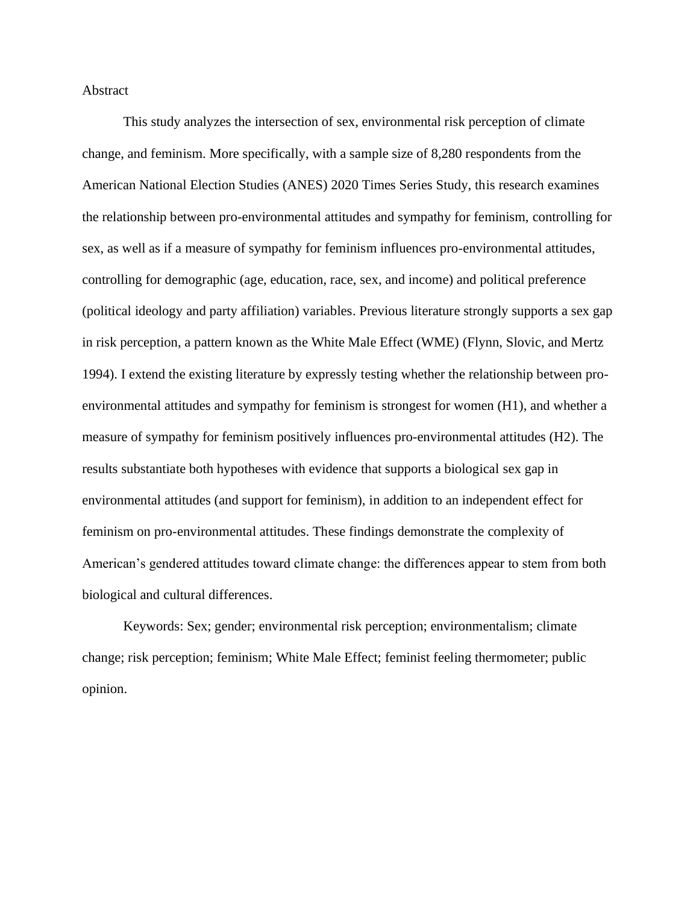# Abstract

This study analyzes the intersection of sex, environmental risk perception of climate change, and feminism. More specifically, with a sample size of 8,280 respondents from the American National Election Studies (ANES) 2020 Times Series Study, this research examines the relationship between pro-environmental attitudes and sympathy for feminism, controlling for sex, as well as if a measure of sympathy for feminism influences pro-environmental attitudes, controlling for demographic (age, education, race, sex, and income) and political preference (political ideology and party affiliation) variables. Previous literature strongly supports a sex gap in risk perception, a pattern known as the White Male Effect (WME) (Flynn, Slovic, and Mertz 1994). I extend the existing literature by expressly testing whether the relationship between pro-environmental attitudes and sympathy for feminism is strongest for women (H1), and whether a measure of sympathy for feminism positively influences pro-environmental attitudes (H2). The results substantiate both hypotheses with evidence that supports a biological sex gap in environmental attitudes (and support for feminism), in addition to an independent effect for feminism on pro-environmental attitudes. These findings demonstrate the complexity of American's gendered attitudes toward climate change: the differences appear to stem from both biological and cultural differences.

Keywords: Sex; gender; environmental risk perception; environmentalism; climate change; risk perception; feminism; White Male Effect; feminist feeling thermometer; public opinion.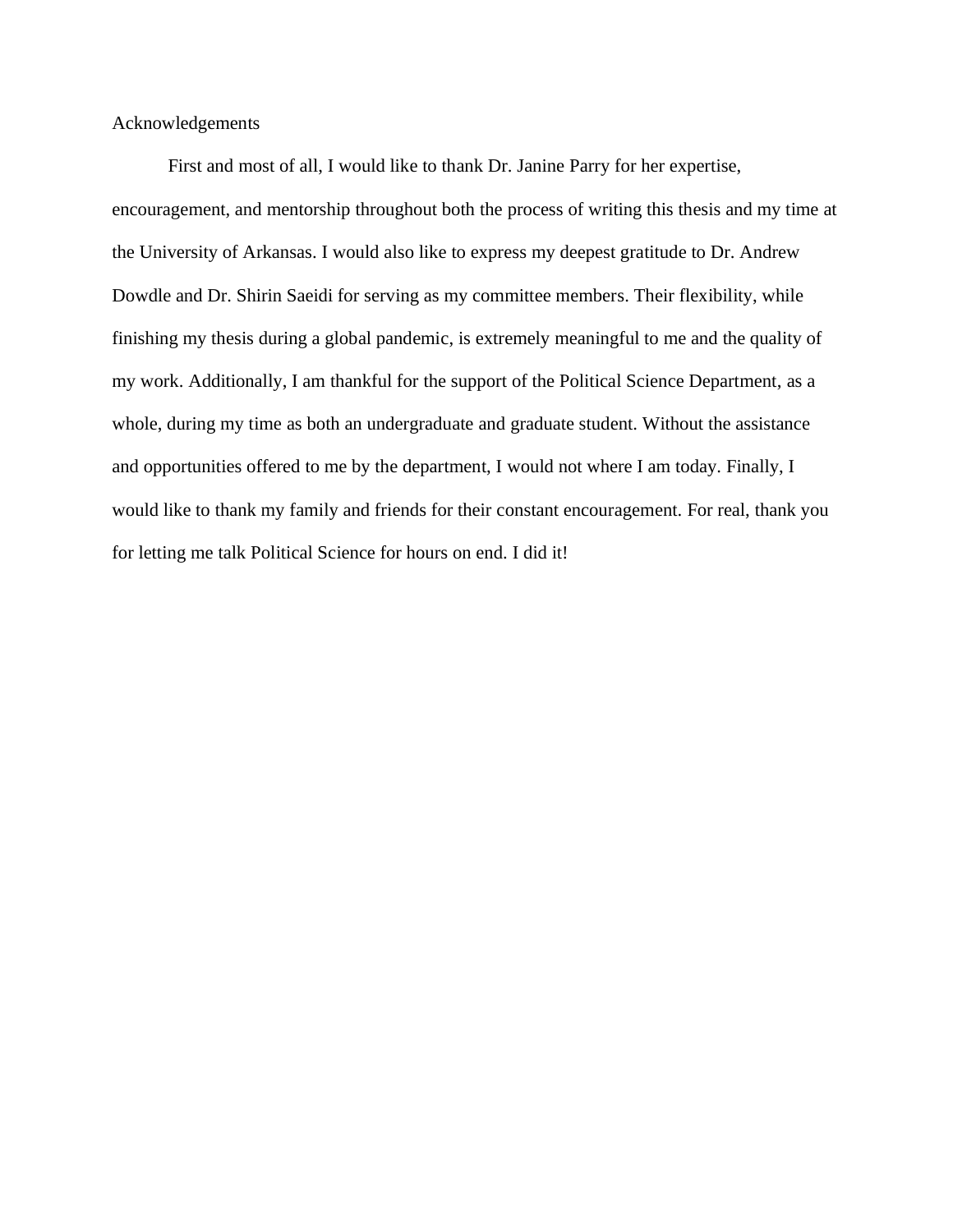# Acknowledgements

First and most of all, I would like to thank Dr. Janine Parry for her expertise, encouragement, and mentorship throughout both the process of writing this thesis and my time at the University of Arkansas. I would also like to express my deepest gratitude to Dr. Andrew Dowdle and Dr. Shirin Saeidi for serving as my committee members. Their flexibility, while finishing my thesis during a global pandemic, is extremely meaningful to me and the quality of my work. Additionally, I am thankful for the support of the Political Science Department, as a whole, during my time as both an undergraduate and graduate student. Without the assistance and opportunities offered to me by the department, I would not where I am today. Finally, I would like to thank my family and friends for their constant encouragement. For real, thank you for letting me talk Political Science for hours on end. I did it!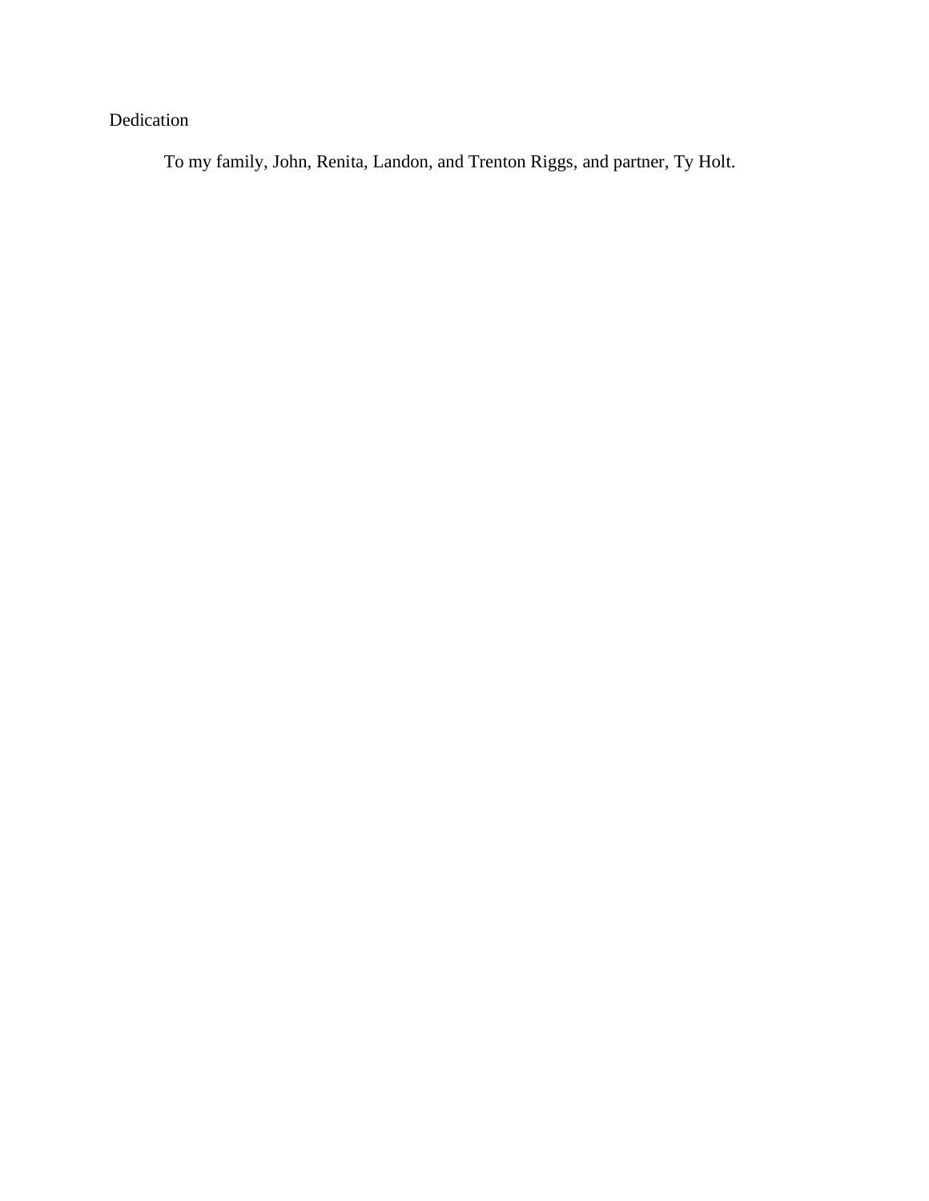# Dedication

To my family, John, Renita, Landon, and Trenton Riggs, and partner, Ty Holt.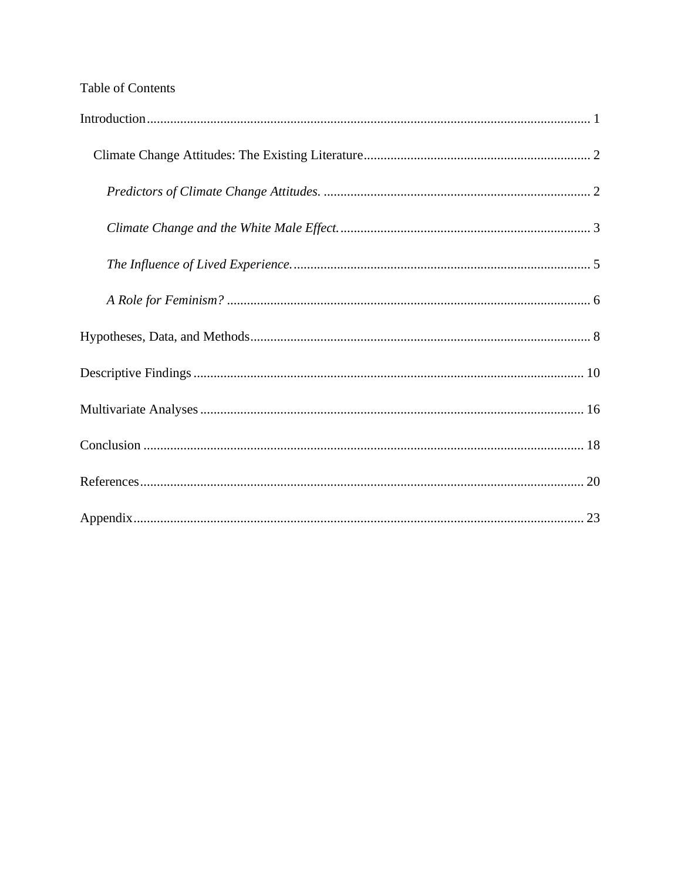Table of Contents

Introduction ............................................................................................................................ 1

Climate Change Attitudes: The Existing Literature .................................................................... 2

*Predictors of Climate Change Attitudes.* ................................................................................ 2

*Climate Change and the White Male Effect.* ........................................................................... 3

*The Influence of Lived Experience.* ........................................................................................ 5

*A Role for Feminism?* ............................................................................................................ 6

Hypotheses, Data, and Methods ..................................................................................................... 8

Descriptive Findings .................................................................................................................... 10

Multivariate Analyses .................................................................................................................. 16

Conclusion ................................................................................................................................... 18

References .................................................................................................................................... 20

Appendix ...................................................................................................................................... 23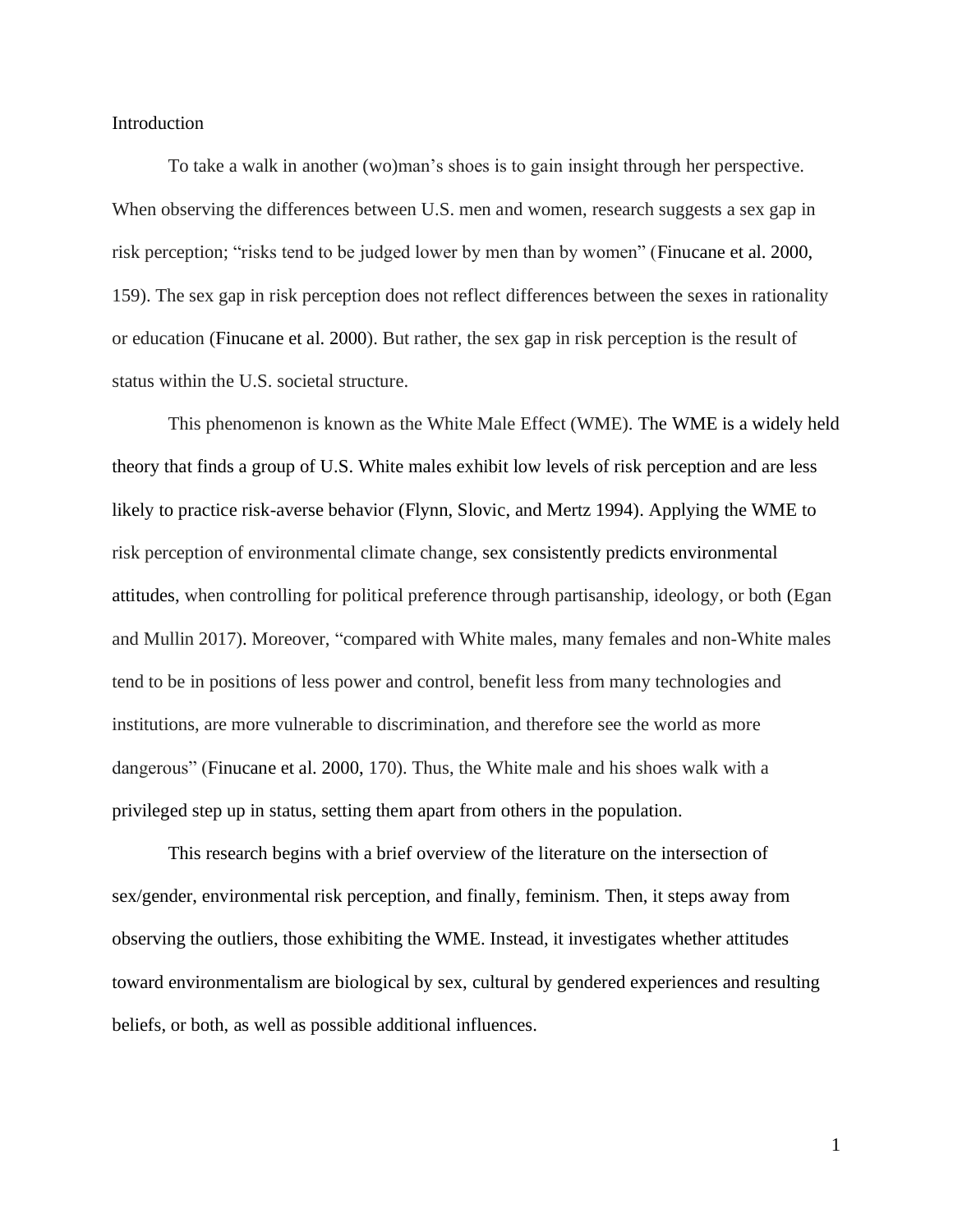## Introduction

To take a walk in another (wo)man's shoes is to gain insight through her perspective. When observing the differences between U.S. men and women, research suggests a sex gap in risk perception; "risks tend to be judged lower by men than by women" (Finucane et al. 2000, 159). The sex gap in risk perception does not reflect differences between the sexes in rationality or education (Finucane et al. 2000). But rather, the sex gap in risk perception is the result of status within the U.S. societal structure.

This phenomenon is known as the White Male Effect (WME). The WME is a widely held theory that finds a group of U.S. White males exhibit low levels of risk perception and are less likely to practice risk-averse behavior (Flynn, Slovic, and Mertz 1994). Applying the WME to risk perception of environmental climate change, sex consistently predicts environmental attitudes, when controlling for political preference through partisanship, ideology, or both (Egan and Mullin 2017). Moreover, "compared with White males, many females and non-White males tend to be in positions of less power and control, benefit less from many technologies and institutions, are more vulnerable to discrimination, and therefore see the world as more dangerous" (Finucane et al. 2000, 170). Thus, the White male and his shoes walk with a privileged step up in status, setting them apart from others in the population.

This research begins with a brief overview of the literature on the intersection of sex/gender, environmental risk perception, and finally, feminism. Then, it steps away from observing the outliers, those exhibiting the WME. Instead, it investigates whether attitudes toward environmentalism are biological by sex, cultural by gendered experiences and resulting beliefs, or both, as well as possible additional influences.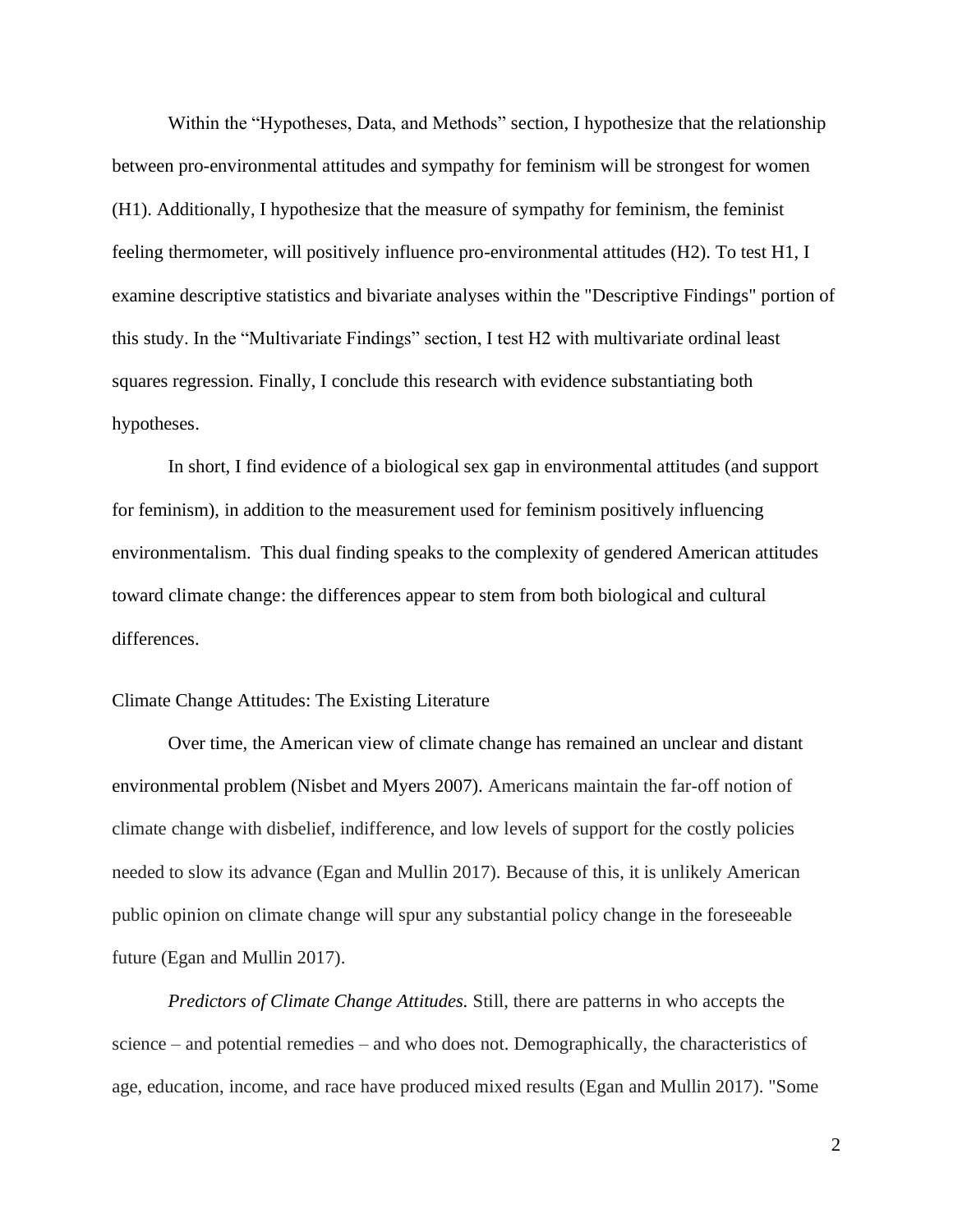Within the "Hypotheses, Data, and Methods" section, I hypothesize that the relationship between pro-environmental attitudes and sympathy for feminism will be strongest for women (H1). Additionally, I hypothesize that the measure of sympathy for feminism, the feminist feeling thermometer, will positively influence pro-environmental attitudes (H2). To test H1, I examine descriptive statistics and bivariate analyses within the "Descriptive Findings" portion of this study. In the "Multivariate Findings" section, I test H2 with multivariate ordinal least squares regression. Finally, I conclude this research with evidence substantiating both hypotheses.

In short, I find evidence of a biological sex gap in environmental attitudes (and support for feminism), in addition to the measurement used for feminism positively influencing environmentalism. This dual finding speaks to the complexity of gendered American attitudes toward climate change: the differences appear to stem from both biological and cultural differences.

## Climate Change Attitudes: The Existing Literature

Over time, the American view of climate change has remained an unclear and distant environmental problem (Nisbet and Myers 2007). Americans maintain the far-off notion of climate change with disbelief, indifference, and low levels of support for the costly policies needed to slow its advance (Egan and Mullin 2017). Because of this, it is unlikely American public opinion on climate change will spur any substantial policy change in the foreseeable future (Egan and Mullin 2017).

*Predictors of Climate Change Attitudes.* Still, there are patterns in who accepts the science – and potential remedies – and who does not. Demographically, the characteristics of age, education, income, and race have produced mixed results (Egan and Mullin 2017). "Some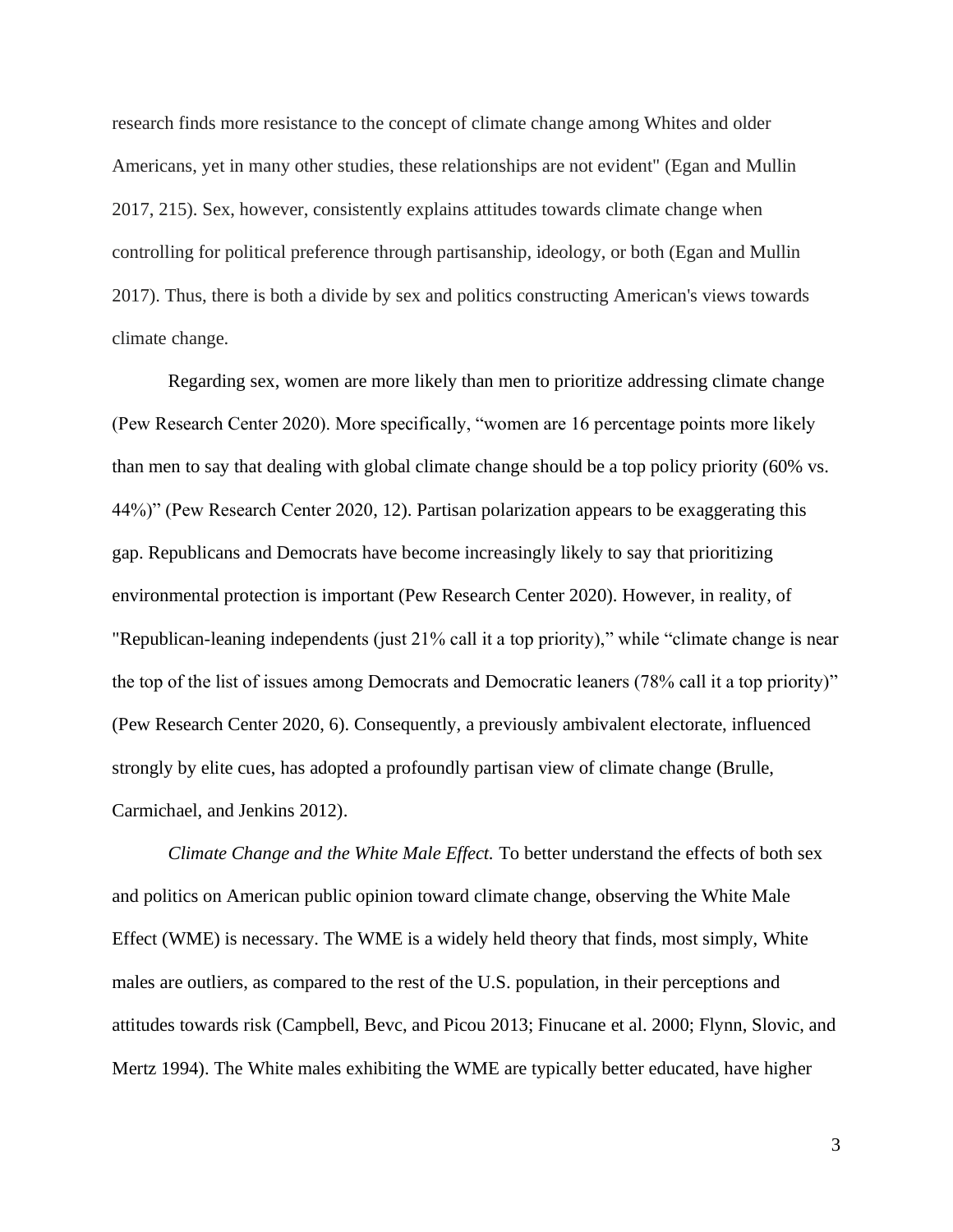research finds more resistance to the concept of climate change among Whites and older Americans, yet in many other studies, these relationships are not evident" (Egan and Mullin 2017, 215). Sex, however, consistently explains attitudes towards climate change when controlling for political preference through partisanship, ideology, or both (Egan and Mullin 2017). Thus, there is both a divide by sex and politics constructing American's views towards climate change.

Regarding sex, women are more likely than men to prioritize addressing climate change (Pew Research Center 2020). More specifically, "women are 16 percentage points more likely than men to say that dealing with global climate change should be a top policy priority (60% vs. 44%)" (Pew Research Center 2020, 12). Partisan polarization appears to be exaggerating this gap. Republicans and Democrats have become increasingly likely to say that prioritizing environmental protection is important (Pew Research Center 2020). However, in reality, of "Republican-leaning independents (just 21% call it a top priority)," while "climate change is near the top of the list of issues among Democrats and Democratic leaners (78% call it a top priority)" (Pew Research Center 2020, 6). Consequently, a previously ambivalent electorate, influenced strongly by elite cues, has adopted a profoundly partisan view of climate change (Brulle, Carmichael, and Jenkins 2012).

*Climate Change and the White Male Effect.* To better understand the effects of both sex and politics on American public opinion toward climate change, observing the White Male Effect (WME) is necessary. The WME is a widely held theory that finds, most simply, White males are outliers, as compared to the rest of the U.S. population, in their perceptions and attitudes towards risk (Campbell, Bevc, and Picou 2013; Finucane et al. 2000; Flynn, Slovic, and Mertz 1994). The White males exhibiting the WME are typically better educated, have higher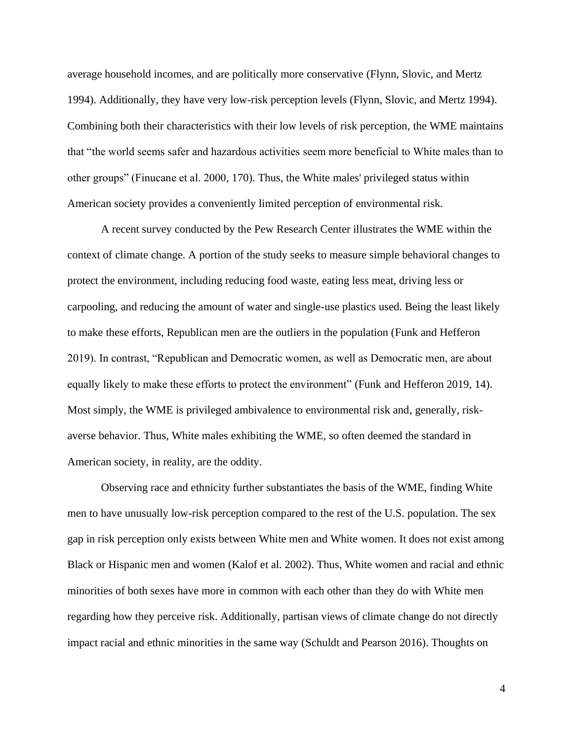average household incomes, and are politically more conservative (Flynn, Slovic, and Mertz 1994). Additionally, they have very low-risk perception levels (Flynn, Slovic, and Mertz 1994). Combining both their characteristics with their low levels of risk perception, the WME maintains that "the world seems safer and hazardous activities seem more beneficial to White males than to other groups" (Finucane et al. 2000, 170). Thus, the White males' privileged status within American society provides a conveniently limited perception of environmental risk.

A recent survey conducted by the Pew Research Center illustrates the WME within the context of climate change. A portion of the study seeks to measure simple behavioral changes to protect the environment, including reducing food waste, eating less meat, driving less or carpooling, and reducing the amount of water and single-use plastics used. Being the least likely to make these efforts, Republican men are the outliers in the population (Funk and Hefferon 2019). In contrast, "Republican and Democratic women, as well as Democratic men, are about equally likely to make these efforts to protect the environment" (Funk and Hefferon 2019, 14). Most simply, the WME is privileged ambivalence to environmental risk and, generally, risk-averse behavior. Thus, White males exhibiting the WME, so often deemed the standard in American society, in reality, are the oddity.

Observing race and ethnicity further substantiates the basis of the WME, finding White men to have unusually low-risk perception compared to the rest of the U.S. population. The sex gap in risk perception only exists between White men and White women. It does not exist among Black or Hispanic men and women (Kalof et al. 2002). Thus, White women and racial and ethnic minorities of both sexes have more in common with each other than they do with White men regarding how they perceive risk. Additionally, partisan views of climate change do not directly impact racial and ethnic minorities in the same way (Schuldt and Pearson 2016). Thoughts on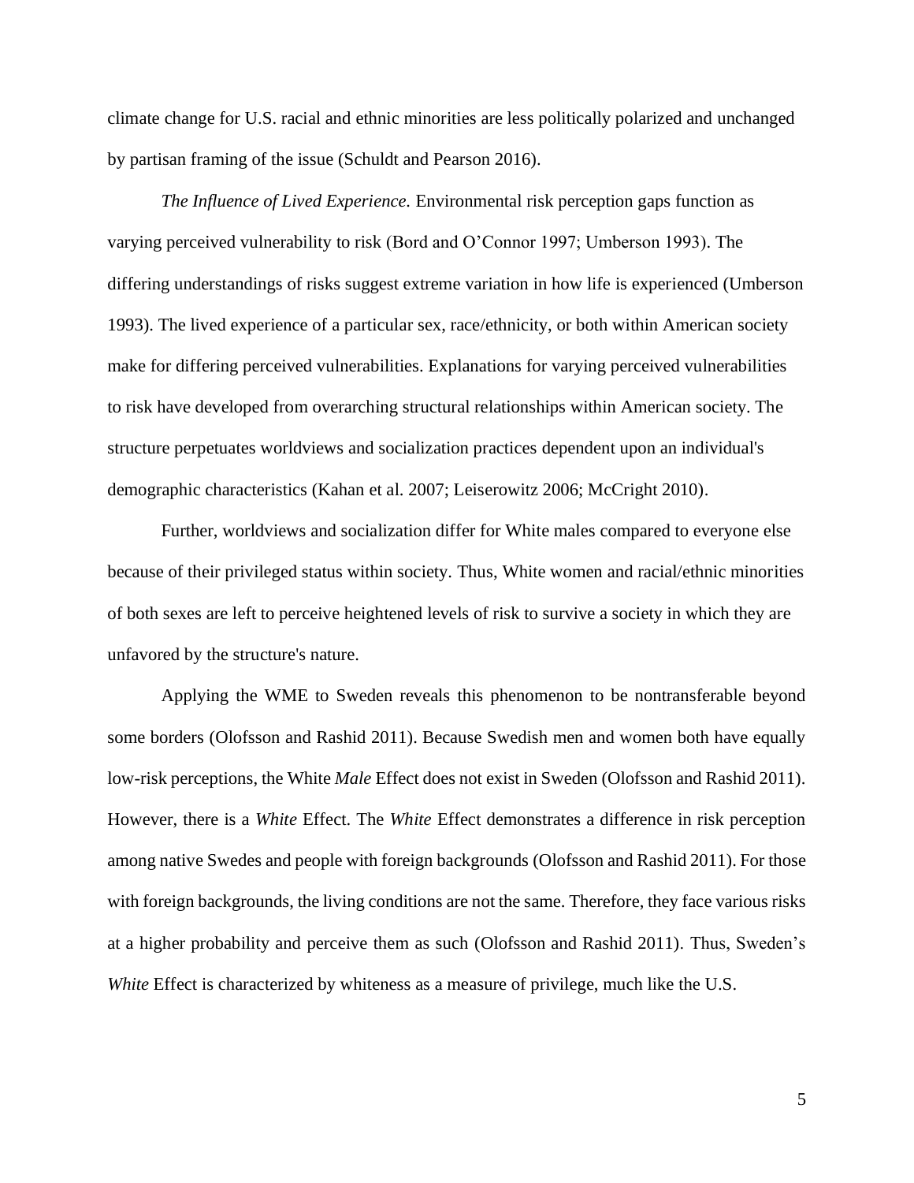climate change for U.S. racial and ethnic minorities are less politically polarized and unchanged by partisan framing of the issue (Schuldt and Pearson 2016).

*The Influence of Lived Experience.* Environmental risk perception gaps function as varying perceived vulnerability to risk (Bord and O'Connor 1997; Umberson 1993). The differing understandings of risks suggest extreme variation in how life is experienced (Umberson 1993). The lived experience of a particular sex, race/ethnicity, or both within American society make for differing perceived vulnerabilities. Explanations for varying perceived vulnerabilities to risk have developed from overarching structural relationships within American society. The structure perpetuates worldviews and socialization practices dependent upon an individual's demographic characteristics (Kahan et al. 2007; Leiserowitz 2006; McCright 2010).

Further, worldviews and socialization differ for White males compared to everyone else because of their privileged status within society. Thus, White women and racial/ethnic minorities of both sexes are left to perceive heightened levels of risk to survive a society in which they are unfavored by the structure's nature.

Applying the WME to Sweden reveals this phenomenon to be nontransferable beyond some borders (Olofsson and Rashid 2011). Because Swedish men and women both have equally low-risk perceptions, the White *Male* Effect does not exist in Sweden (Olofsson and Rashid 2011). However, there is a *White* Effect. The *White* Effect demonstrates a difference in risk perception among native Swedes and people with foreign backgrounds (Olofsson and Rashid 2011). For those with foreign backgrounds, the living conditions are not the same. Therefore, they face various risks at a higher probability and perceive them as such (Olofsson and Rashid 2011). Thus, Sweden's *White* Effect is characterized by whiteness as a measure of privilege, much like the U.S.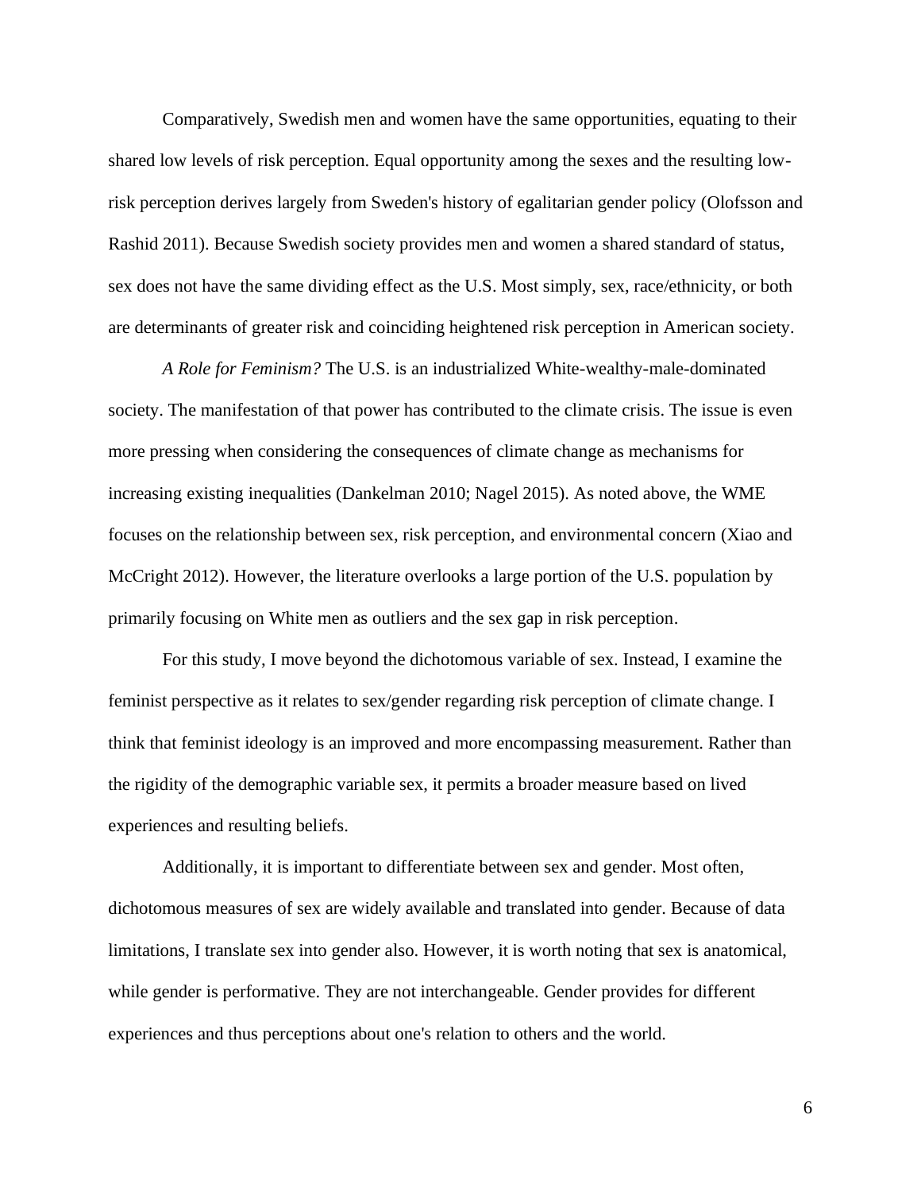Comparatively, Swedish men and women have the same opportunities, equating to their shared low levels of risk perception. Equal opportunity among the sexes and the resulting low-risk perception derives largely from Sweden's history of egalitarian gender policy (Olofsson and Rashid 2011). Because Swedish society provides men and women a shared standard of status, sex does not have the same dividing effect as the U.S. Most simply, sex, race/ethnicity, or both are determinants of greater risk and coinciding heightened risk perception in American society.

*A Role for Feminism?* The U.S. is an industrialized White-wealthy-male-dominated society. The manifestation of that power has contributed to the climate crisis. The issue is even more pressing when considering the consequences of climate change as mechanisms for increasing existing inequalities (Dankelman 2010; Nagel 2015). As noted above, the WME focuses on the relationship between sex, risk perception, and environmental concern (Xiao and McCright 2012). However, the literature overlooks a large portion of the U.S. population by primarily focusing on White men as outliers and the sex gap in risk perception.

For this study, I move beyond the dichotomous variable of sex. Instead, I examine the feminist perspective as it relates to sex/gender regarding risk perception of climate change. I think that feminist ideology is an improved and more encompassing measurement. Rather than the rigidity of the demographic variable sex, it permits a broader measure based on lived experiences and resulting beliefs.

Additionally, it is important to differentiate between sex and gender. Most often, dichotomous measures of sex are widely available and translated into gender. Because of data limitations, I translate sex into gender also. However, it is worth noting that sex is anatomical, while gender is performative. They are not interchangeable. Gender provides for different experiences and thus perceptions about one's relation to others and the world.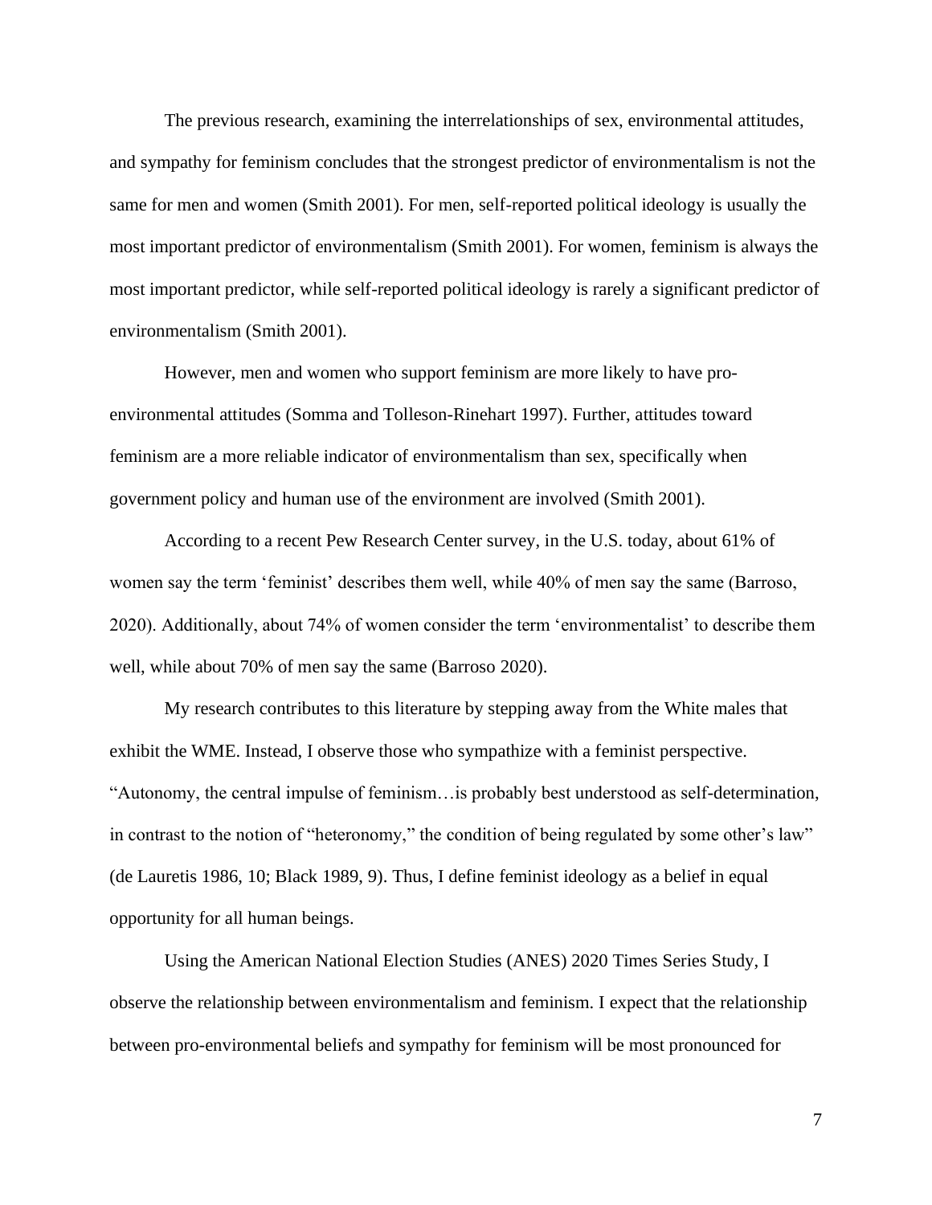The previous research, examining the interrelationships of sex, environmental attitudes, and sympathy for feminism concludes that the strongest predictor of environmentalism is not the same for men and women (Smith 2001). For men, self-reported political ideology is usually the most important predictor of environmentalism (Smith 2001). For women, feminism is always the most important predictor, while self-reported political ideology is rarely a significant predictor of environmentalism (Smith 2001).

However, men and women who support feminism are more likely to have pro-environmental attitudes (Somma and Tolleson-Rinehart 1997). Further, attitudes toward feminism are a more reliable indicator of environmentalism than sex, specifically when government policy and human use of the environment are involved (Smith 2001).

According to a recent Pew Research Center survey, in the U.S. today, about 61% of women say the term 'feminist' describes them well, while 40% of men say the same (Barroso, 2020). Additionally, about 74% of women consider the term 'environmentalist' to describe them well, while about 70% of men say the same (Barroso 2020).

My research contributes to this literature by stepping away from the White males that exhibit the WME. Instead, I observe those who sympathize with a feminist perspective. "Autonomy, the central impulse of feminism…is probably best understood as self-determination, in contrast to the notion of "heteronomy," the condition of being regulated by some other's law" (de Lauretis 1986, 10; Black 1989, 9). Thus, I define feminist ideology as a belief in equal opportunity for all human beings.

Using the American National Election Studies (ANES) 2020 Times Series Study, I observe the relationship between environmentalism and feminism. I expect that the relationship between pro-environmental beliefs and sympathy for feminism will be most pronounced for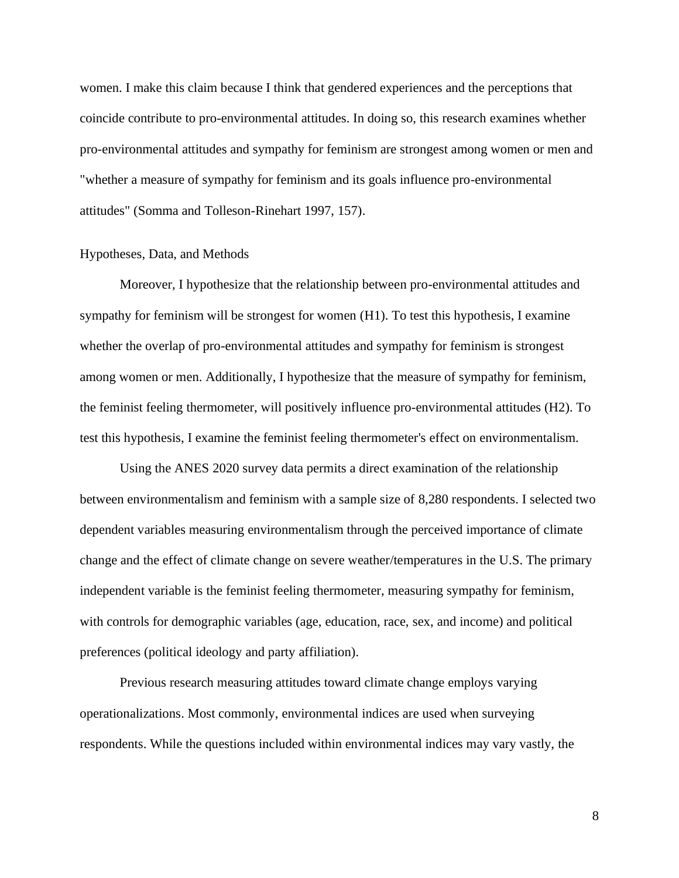women. I make this claim because I think that gendered experiences and the perceptions that coincide contribute to pro-environmental attitudes. In doing so, this research examines whether pro-environmental attitudes and sympathy for feminism are strongest among women or men and "whether a measure of sympathy for feminism and its goals influence pro-environmental attitudes" (Somma and Tolleson-Rinehart 1997, 157).

## Hypotheses, Data, and Methods

Moreover, I hypothesize that the relationship between pro-environmental attitudes and sympathy for feminism will be strongest for women (H1). To test this hypothesis, I examine whether the overlap of pro-environmental attitudes and sympathy for feminism is strongest among women or men. Additionally, I hypothesize that the measure of sympathy for feminism, the feminist feeling thermometer, will positively influence pro-environmental attitudes (H2). To test this hypothesis, I examine the feminist feeling thermometer's effect on environmentalism.

Using the ANES 2020 survey data permits a direct examination of the relationship between environmentalism and feminism with a sample size of 8,280 respondents. I selected two dependent variables measuring environmentalism through the perceived importance of climate change and the effect of climate change on severe weather/temperatures in the U.S. The primary independent variable is the feminist feeling thermometer, measuring sympathy for feminism, with controls for demographic variables (age, education, race, sex, and income) and political preferences (political ideology and party affiliation).

Previous research measuring attitudes toward climate change employs varying operationalizations. Most commonly, environmental indices are used when surveying respondents. While the questions included within environmental indices may vary vastly, the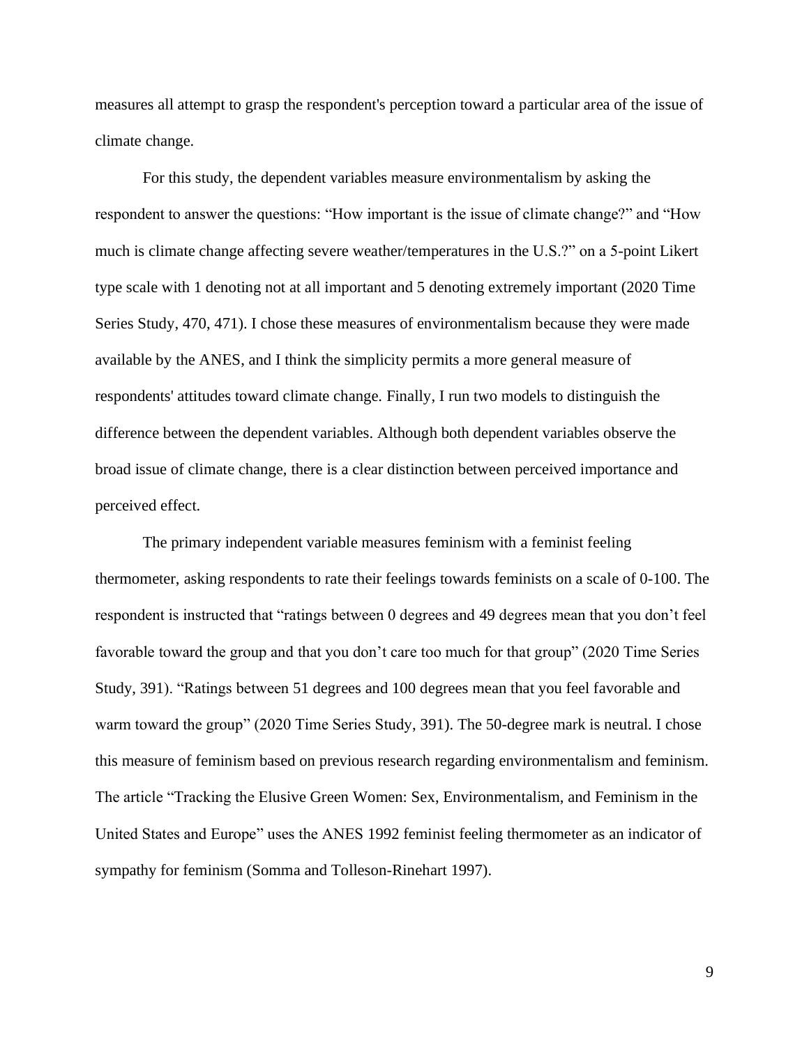measures all attempt to grasp the respondent's perception toward a particular area of the issue of climate change.

For this study, the dependent variables measure environmentalism by asking the respondent to answer the questions: "How important is the issue of climate change?" and "How much is climate change affecting severe weather/temperatures in the U.S.?" on a 5-point Likert type scale with 1 denoting not at all important and 5 denoting extremely important (2020 Time Series Study, 470, 471). I chose these measures of environmentalism because they were made available by the ANES, and I think the simplicity permits a more general measure of respondents' attitudes toward climate change. Finally, I run two models to distinguish the difference between the dependent variables. Although both dependent variables observe the broad issue of climate change, there is a clear distinction between perceived importance and perceived effect.

The primary independent variable measures feminism with a feminist feeling thermometer, asking respondents to rate their feelings towards feminists on a scale of 0-100. The respondent is instructed that "ratings between 0 degrees and 49 degrees mean that you don't feel favorable toward the group and that you don't care too much for that group" (2020 Time Series Study, 391). "Ratings between 51 degrees and 100 degrees mean that you feel favorable and warm toward the group" (2020 Time Series Study, 391). The 50-degree mark is neutral. I chose this measure of feminism based on previous research regarding environmentalism and feminism. The article "Tracking the Elusive Green Women: Sex, Environmentalism, and Feminism in the United States and Europe" uses the ANES 1992 feminist feeling thermometer as an indicator of sympathy for feminism (Somma and Tolleson-Rinehart 1997).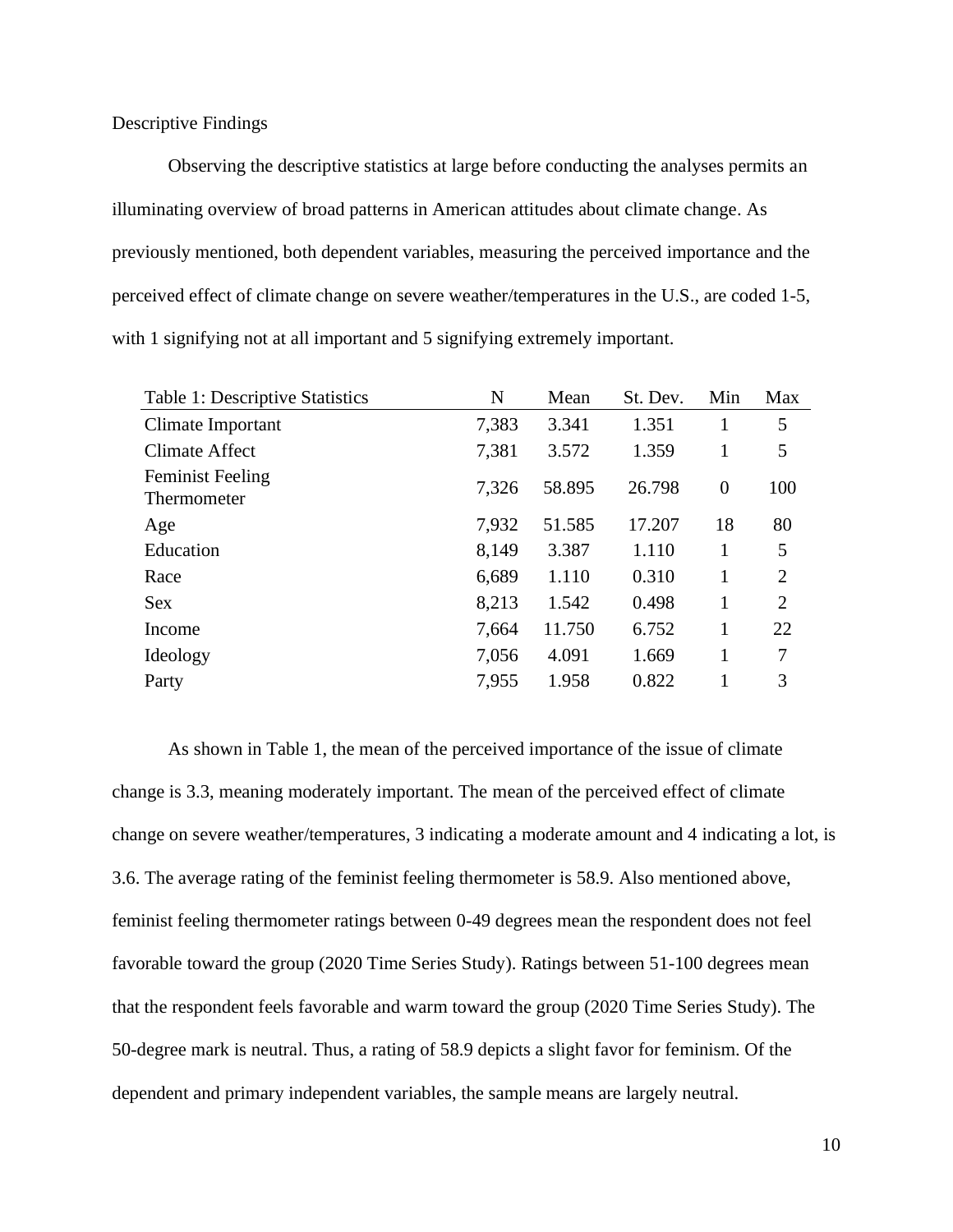Descriptive Findings

Observing the descriptive statistics at large before conducting the analyses permits an illuminating overview of broad patterns in American attitudes about climate change. As previously mentioned, both dependent variables, measuring the perceived importance and the perceived effect of climate change on severe weather/temperatures in the U.S., are coded 1-5, with 1 signifying not at all important and 5 signifying extremely important.

| Table 1: Descriptive Statistics | N | Mean | St. Dev. | Min | Max |
|---|---|---|---|---|---|
| Climate Important | 7,383 | 3.341 | 1.351 | 1 | 5 |
| Climate Affect | 7,381 | 3.572 | 1.359 | 1 | 5 |
| Feminist Feeling Thermometer | 7,326 | 58.895 | 26.798 | 0 | 100 |
| Age | 7,932 | 51.585 | 17.207 | 18 | 80 |
| Education | 8,149 | 3.387 | 1.110 | 1 | 5 |
| Race | 6,689 | 1.110 | 0.310 | 1 | 2 |
| Sex | 8,213 | 1.542 | 0.498 | 1 | 2 |
| Income | 7,664 | 11.750 | 6.752 | 1 | 22 |
| Ideology | 7,056 | 4.091 | 1.669 | 1 | 7 |
| Party | 7,955 | 1.958 | 0.822 | 1 | 3 |

As shown in Table 1, the mean of the perceived importance of the issue of climate change is 3.3, meaning moderately important. The mean of the perceived effect of climate change on severe weather/temperatures, 3 indicating a moderate amount and 4 indicating a lot, is 3.6. The average rating of the feminist feeling thermometer is 58.9. Also mentioned above, feminist feeling thermometer ratings between 0-49 degrees mean the respondent does not feel favorable toward the group (2020 Time Series Study). Ratings between 51-100 degrees mean that the respondent feels favorable and warm toward the group (2020 Time Series Study). The 50-degree mark is neutral. Thus, a rating of 58.9 depicts a slight favor for feminism. Of the dependent and primary independent variables, the sample means are largely neutral.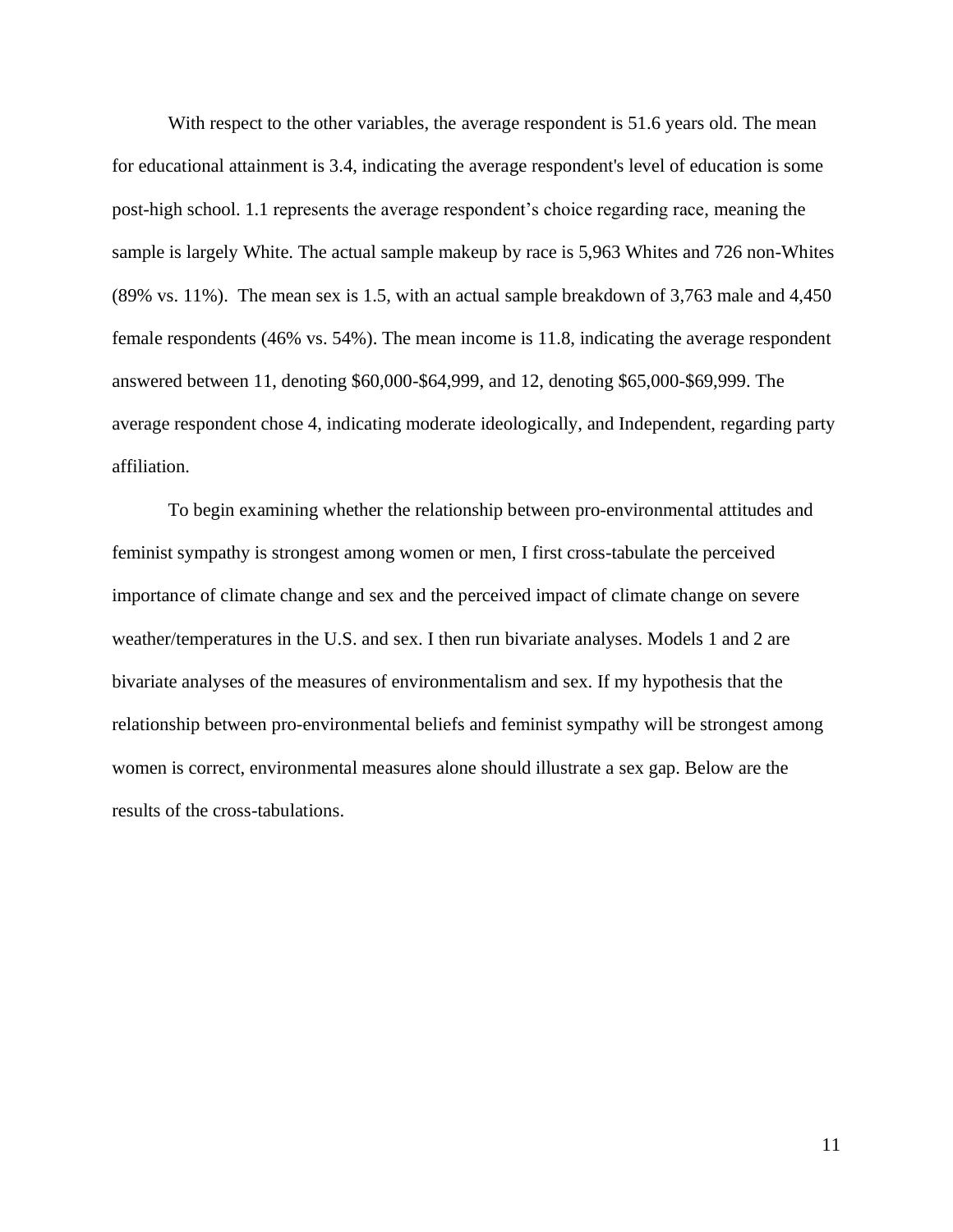With respect to the other variables, the average respondent is 51.6 years old. The mean for educational attainment is 3.4, indicating the average respondent's level of education is some post-high school. 1.1 represents the average respondent's choice regarding race, meaning the sample is largely White. The actual sample makeup by race is 5,963 Whites and 726 non-Whites (89% vs. 11%). The mean sex is 1.5, with an actual sample breakdown of 3,763 male and 4,450 female respondents (46% vs. 54%). The mean income is 11.8, indicating the average respondent answered between 11, denoting $60,000-$64,999, and 12, denoting $65,000-$69,999. The average respondent chose 4, indicating moderate ideologically, and Independent, regarding party affiliation.

To begin examining whether the relationship between pro-environmental attitudes and feminist sympathy is strongest among women or men, I first cross-tabulate the perceived importance of climate change and sex and the perceived impact of climate change on severe weather/temperatures in the U.S. and sex. I then run bivariate analyses. Models 1 and 2 are bivariate analyses of the measures of environmentalism and sex. If my hypothesis that the relationship between pro-environmental beliefs and feminist sympathy will be strongest among women is correct, environmental measures alone should illustrate a sex gap. Below are the results of the cross-tabulations.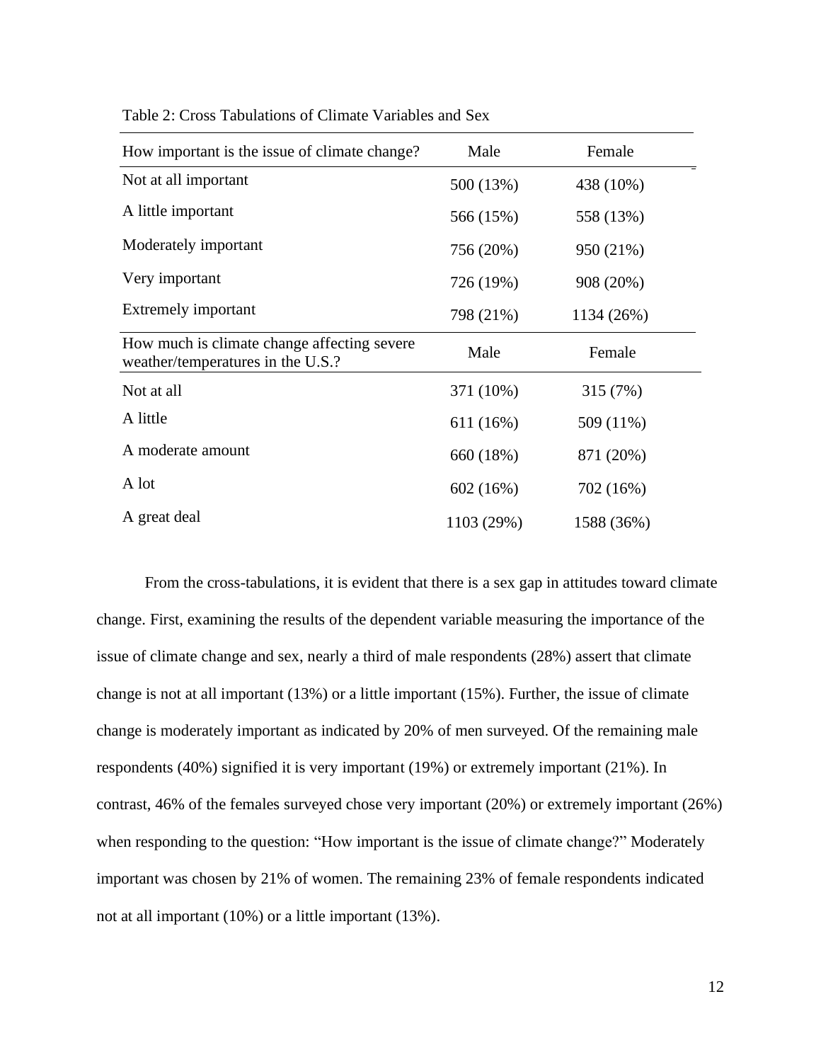Table 2: Cross Tabulations of Climate Variables and Sex

| How important is the issue of climate change? | Male | Female |
|---|---|---|
| Not at all important | 500 (13%) | 438 (10%) |
| A little important | 566 (15%) | 558 (13%) |
| Moderately important | 756 (20%) | 950 (21%) |
| Very important | 726 (19%) | 908 (20%) |
| Extremely important | 798 (21%) | 1134 (26%) |
| **How much is climate change affecting severe weather/temperatures in the U.S.?** | **Male** | **Female** |
| Not at all | 371 (10%) | 315 (7%) |
| A little | 611 (16%) | 509 (11%) |
| A moderate amount | 660 (18%) | 871 (20%) |
| A lot | 602 (16%) | 702 (16%) |
| A great deal | 1103 (29%) | 1588 (36%) |

From the cross-tabulations, it is evident that there is a sex gap in attitudes toward climate change. First, examining the results of the dependent variable measuring the importance of the issue of climate change and sex, nearly a third of male respondents (28%) assert that climate change is not at all important (13%) or a little important (15%). Further, the issue of climate change is moderately important as indicated by 20% of men surveyed. Of the remaining male respondents (40%) signified it is very important (19%) or extremely important (21%). In contrast, 46% of the females surveyed chose very important (20%) or extremely important (26%) when responding to the question: "How important is the issue of climate change?" Moderately important was chosen by 21% of women. The remaining 23% of female respondents indicated not at all important (10%) or a little important (13%).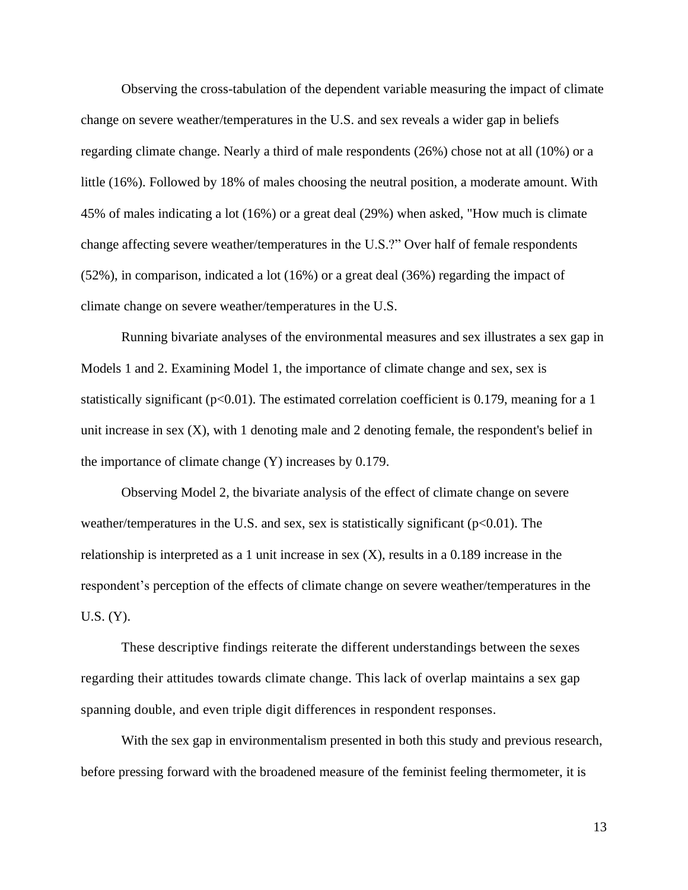Observing the cross-tabulation of the dependent variable measuring the impact of climate change on severe weather/temperatures in the U.S. and sex reveals a wider gap in beliefs regarding climate change. Nearly a third of male respondents (26%) chose not at all (10%) or a little (16%). Followed by 18% of males choosing the neutral position, a moderate amount. With 45% of males indicating a lot (16%) or a great deal (29%) when asked, "How much is climate change affecting severe weather/temperatures in the U.S.?" Over half of female respondents (52%), in comparison, indicated a lot (16%) or a great deal (36%) regarding the impact of climate change on severe weather/temperatures in the U.S.

Running bivariate analyses of the environmental measures and sex illustrates a sex gap in Models 1 and 2. Examining Model 1, the importance of climate change and sex, sex is statistically significant ($p<0.01$). The estimated correlation coefficient is 0.179, meaning for a 1 unit increase in sex (X), with 1 denoting male and 2 denoting female, the respondent's belief in the importance of climate change (Y) increases by 0.179.

Observing Model 2, the bivariate analysis of the effect of climate change on severe weather/temperatures in the U.S. and sex, sex is statistically significant ($p<0.01$). The relationship is interpreted as a 1 unit increase in sex (X), results in a 0.189 increase in the respondent's perception of the effects of climate change on severe weather/temperatures in the U.S. (Y).

These descriptive findings reiterate the different understandings between the sexes regarding their attitudes towards climate change. This lack of overlap maintains a sex gap spanning double, and even triple digit differences in respondent responses.

With the sex gap in environmentalism presented in both this study and previous research, before pressing forward with the broadened measure of the feminist feeling thermometer, it is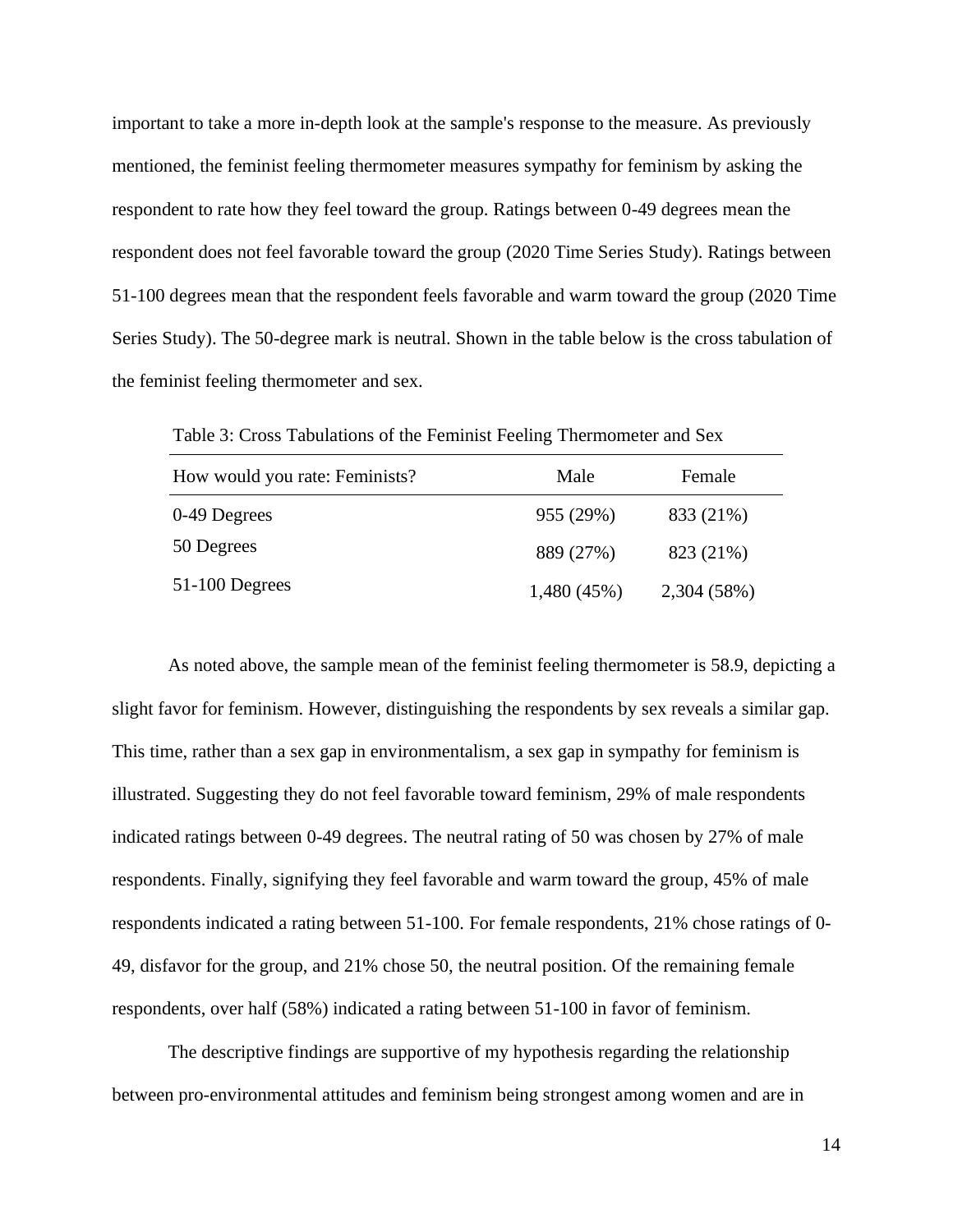important to take a more in-depth look at the sample's response to the measure. As previously mentioned, the feminist feeling thermometer measures sympathy for feminism by asking the respondent to rate how they feel toward the group. Ratings between 0-49 degrees mean the respondent does not feel favorable toward the group (2020 Time Series Study). Ratings between 51-100 degrees mean that the respondent feels favorable and warm toward the group (2020 Time Series Study). The 50-degree mark is neutral. Shown in the table below is the cross tabulation of the feminist feeling thermometer and sex.

Table 3: Cross Tabulations of the Feminist Feeling Thermometer and Sex

| How would you rate: Feminists? | Male | Female |
|---|---|---|
| 0-49 Degrees | 955 (29%) | 833 (21%) |
| 50 Degrees | 889 (27%) | 823 (21%) |
| 51-100 Degrees | 1,480 (45%) | 2,304 (58%) |

As noted above, the sample mean of the feminist feeling thermometer is 58.9, depicting a slight favor for feminism. However, distinguishing the respondents by sex reveals a similar gap. This time, rather than a sex gap in environmentalism, a sex gap in sympathy for feminism is illustrated. Suggesting they do not feel favorable toward feminism, 29% of male respondents indicated ratings between 0-49 degrees. The neutral rating of 50 was chosen by 27% of male respondents. Finally, signifying they feel favorable and warm toward the group, 45% of male respondents indicated a rating between 51-100. For female respondents, 21% chose ratings of 0-49, disfavor for the group, and 21% chose 50, the neutral position. Of the remaining female respondents, over half (58%) indicated a rating between 51-100 in favor of feminism.

The descriptive findings are supportive of my hypothesis regarding the relationship between pro-environmental attitudes and feminism being strongest among women and are in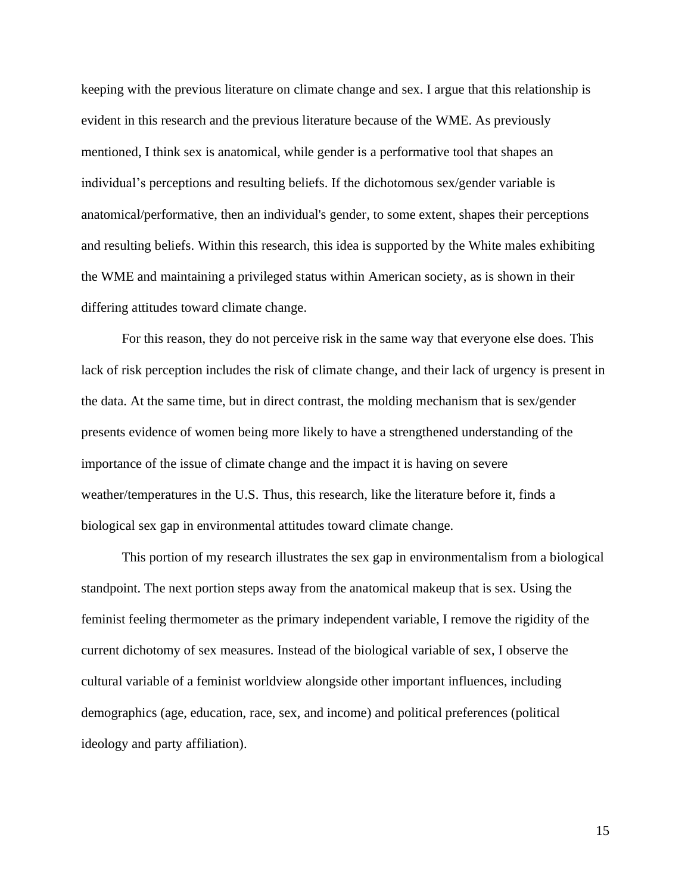keeping with the previous literature on climate change and sex. I argue that this relationship is evident in this research and the previous literature because of the WME. As previously mentioned, I think sex is anatomical, while gender is a performative tool that shapes an individual's perceptions and resulting beliefs. If the dichotomous sex/gender variable is anatomical/performative, then an individual's gender, to some extent, shapes their perceptions and resulting beliefs. Within this research, this idea is supported by the White males exhibiting the WME and maintaining a privileged status within American society, as is shown in their differing attitudes toward climate change.

For this reason, they do not perceive risk in the same way that everyone else does. This lack of risk perception includes the risk of climate change, and their lack of urgency is present in the data. At the same time, but in direct contrast, the molding mechanism that is sex/gender presents evidence of women being more likely to have a strengthened understanding of the importance of the issue of climate change and the impact it is having on severe weather/temperatures in the U.S. Thus, this research, like the literature before it, finds a biological sex gap in environmental attitudes toward climate change.

This portion of my research illustrates the sex gap in environmentalism from a biological standpoint. The next portion steps away from the anatomical makeup that is sex. Using the feminist feeling thermometer as the primary independent variable, I remove the rigidity of the current dichotomy of sex measures. Instead of the biological variable of sex, I observe the cultural variable of a feminist worldview alongside other important influences, including demographics (age, education, race, sex, and income) and political preferences (political ideology and party affiliation).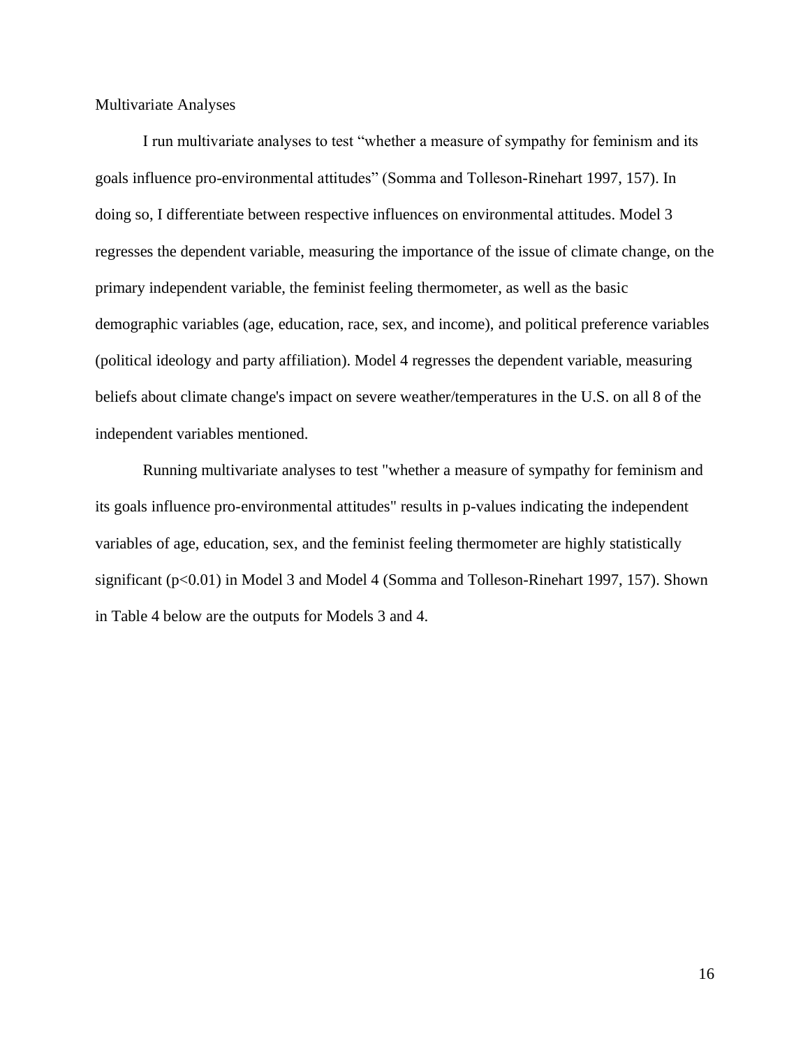## Multivariate Analyses

I run multivariate analyses to test “whether a measure of sympathy for feminism and its goals influence pro-environmental attitudes” (Somma and Tolleson-Rinehart 1997, 157). In doing so, I differentiate between respective influences on environmental attitudes. Model 3 regresses the dependent variable, measuring the importance of the issue of climate change, on the primary independent variable, the feminist feeling thermometer, as well as the basic demographic variables (age, education, race, sex, and income), and political preference variables (political ideology and party affiliation). Model 4 regresses the dependent variable, measuring beliefs about climate change's impact on severe weather/temperatures in the U.S. on all 8 of the independent variables mentioned.

Running multivariate analyses to test "whether a measure of sympathy for feminism and its goals influence pro-environmental attitudes" results in p-values indicating the independent variables of age, education, sex, and the feminist feeling thermometer are highly statistically significant ($p<0.01$) in Model 3 and Model 4 (Somma and Tolleson-Rinehart 1997, 157). Shown in Table 4 below are the outputs for Models 3 and 4.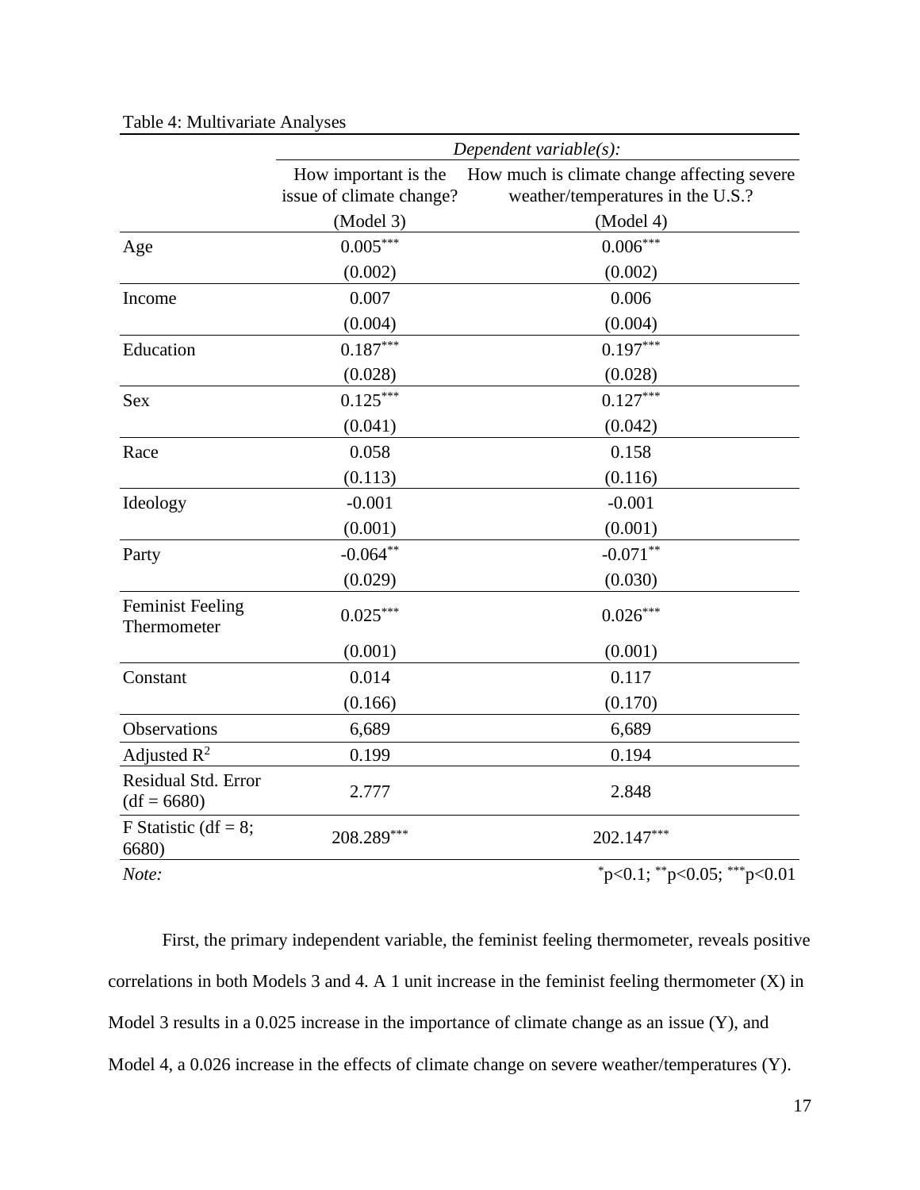Table 4: Multivariate Analyses

| | *Dependent variable(s):* | |
|---|---|---|
| | How important is the issue of climate change? | How much is climate change affecting severe weather/temperatures in the U.S.? |
| | (Model 3) | (Model 4) |
| Age | $0.005^{***}$ | $0.006^{***}$ |
| | (0.002) | (0.002) |
| Income | 0.007 | 0.006 |
| | (0.004) | (0.004) |
| Education | $0.187^{***}$ | $0.197^{***}$ |
| | (0.028) | (0.028) |
| Sex | $0.125^{***}$ | $0.127^{***}$ |
| | (0.041) | (0.042) |
| Race | 0.058 | 0.158 |
| | (0.113) | (0.116) |
| Ideology | -0.001 | -0.001 |
| | (0.001) | (0.001) |
| Party | $-0.064^{**}$ | $-0.071^{**}$ |
| | (0.029) | (0.030) |
| Feminist Feeling Thermometer | $0.025^{***}$ | $0.026^{***}$ |
| | (0.001) | (0.001) |
| Constant | 0.014 | 0.117 |
| | (0.166) | (0.170) |
| Observations | 6,689 | 6,689 |
| Adjusted $R^2$ | 0.199 | 0.194 |
| Residual Std. Error (df = 6680) | 2.777 | 2.848 |
| F Statistic (df = 8; 6680) | $208.289^{***}$ | $202.147^{***}$ |
| *Note:* | | $^{*}p<0.1$; $^{**}p<0.05$; $^{***}p<0.01$ |

First, the primary independent variable, the feminist feeling thermometer, reveals positive correlations in both Models 3 and 4. A 1 unit increase in the feminist feeling thermometer (X) in Model 3 results in a 0.025 increase in the importance of climate change as an issue (Y), and Model 4, a 0.026 increase in the effects of climate change on severe weather/temperatures (Y).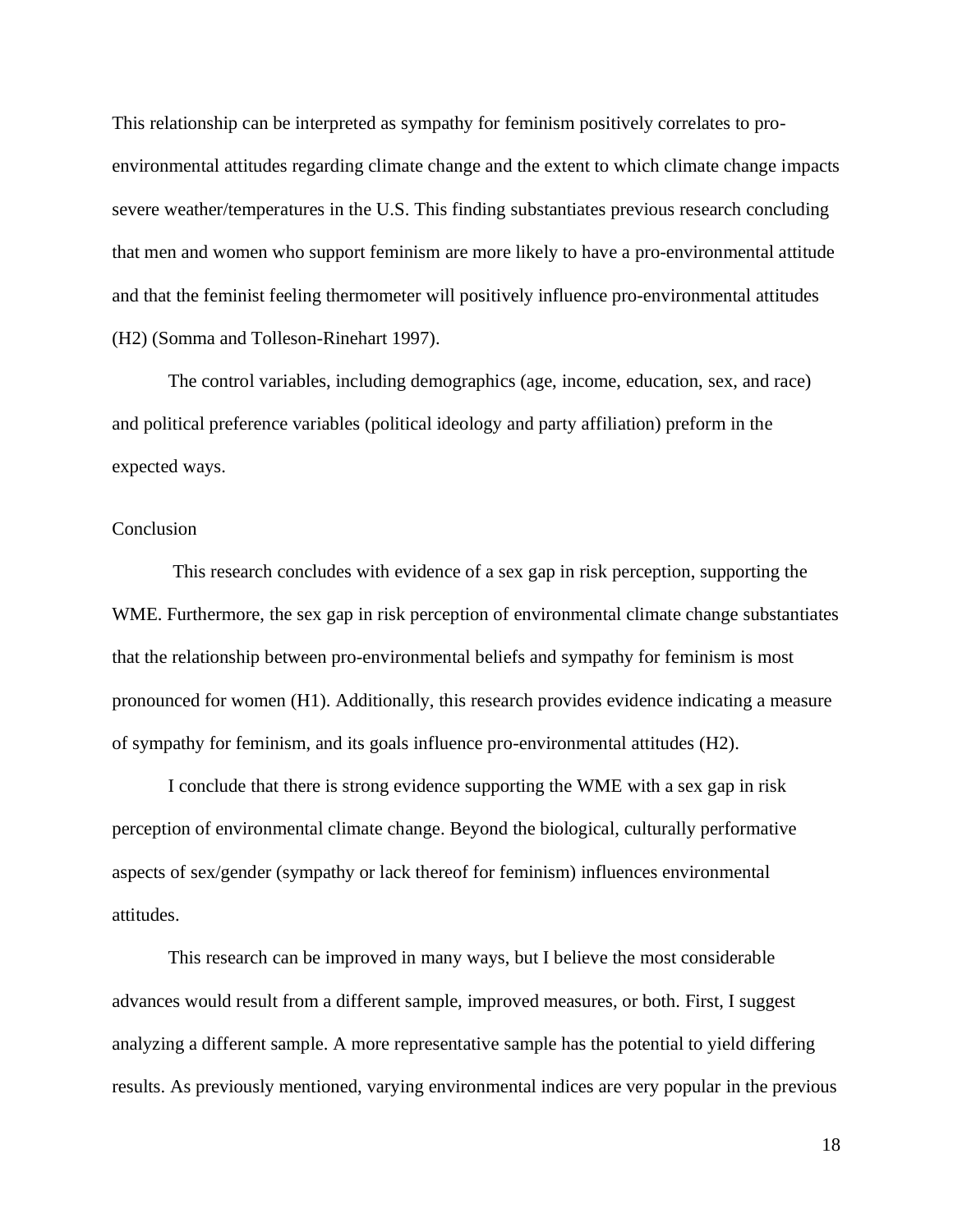This relationship can be interpreted as sympathy for feminism positively correlates to pro-environmental attitudes regarding climate change and the extent to which climate change impacts severe weather/temperatures in the U.S. This finding substantiates previous research concluding that men and women who support feminism are more likely to have a pro-environmental attitude and that the feminist feeling thermometer will positively influence pro-environmental attitudes (H2) (Somma and Tolleson-Rinehart 1997).

The control variables, including demographics (age, income, education, sex, and race) and political preference variables (political ideology and party affiliation) preform in the expected ways.

## Conclusion

This research concludes with evidence of a sex gap in risk perception, supporting the WME. Furthermore, the sex gap in risk perception of environmental climate change substantiates that the relationship between pro-environmental beliefs and sympathy for feminism is most pronounced for women (H1). Additionally, this research provides evidence indicating a measure of sympathy for feminism, and its goals influence pro-environmental attitudes (H2).

I conclude that there is strong evidence supporting the WME with a sex gap in risk perception of environmental climate change. Beyond the biological, culturally performative aspects of sex/gender (sympathy or lack thereof for feminism) influences environmental attitudes.

This research can be improved in many ways, but I believe the most considerable advances would result from a different sample, improved measures, or both. First, I suggest analyzing a different sample. A more representative sample has the potential to yield differing results. As previously mentioned, varying environmental indices are very popular in the previous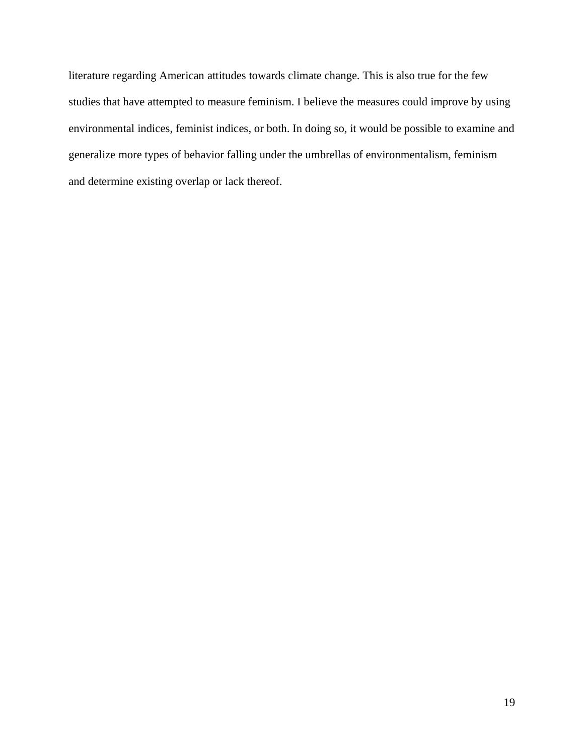literature regarding American attitudes towards climate change. This is also true for the few studies that have attempted to measure feminism. I believe the measures could improve by using environmental indices, feminist indices, or both. In doing so, it would be possible to examine and generalize more types of behavior falling under the umbrellas of environmentalism, feminism and determine existing overlap or lack thereof.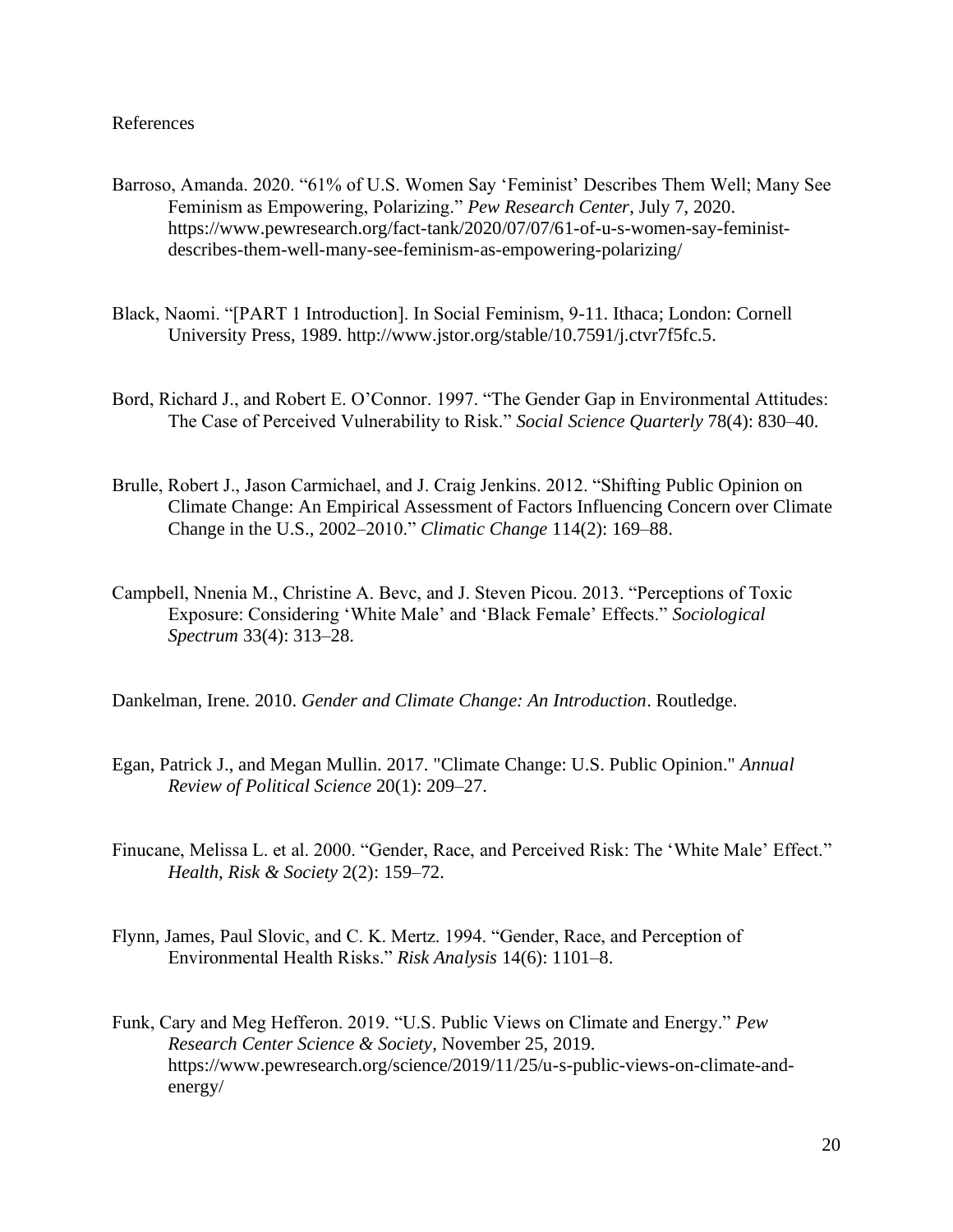References

Barroso, Amanda. 2020. "61% of U.S. Women Say 'Feminist' Describes Them Well; Many See Feminism as Empowering, Polarizing." *Pew Research Center*, July 7, 2020. https://www.pewresearch.org/fact-tank/2020/07/07/61-of-u-s-women-say-feminist-describes-them-well-many-see-feminism-as-empowering-polarizing/

Black, Naomi. "[PART 1 Introduction]. In Social Feminism, 9-11. Ithaca; London: Cornell University Press, 1989. http://www.jstor.org/stable/10.7591/j.ctvr7f5fc.5.

Bord, Richard J., and Robert E. O'Connor. 1997. "The Gender Gap in Environmental Attitudes: The Case of Perceived Vulnerability to Risk." *Social Science Quarterly* 78(4): 830–40.

Brulle, Robert J., Jason Carmichael, and J. Craig Jenkins. 2012. "Shifting Public Opinion on Climate Change: An Empirical Assessment of Factors Influencing Concern over Climate Change in the U.S., 2002–2010." *Climatic Change* 114(2): 169–88.

Campbell, Nnenia M., Christine A. Bevc, and J. Steven Picou. 2013. "Perceptions of Toxic Exposure: Considering 'White Male' and 'Black Female' Effects." *Sociological Spectrum* 33(4): 313–28.

Dankelman, Irene. 2010. *Gender and Climate Change: An Introduction*. Routledge.

Egan, Patrick J., and Megan Mullin. 2017. "Climate Change: U.S. Public Opinion." *Annual Review of Political Science* 20(1): 209–27.

Finucane, Melissa L. et al. 2000. "Gender, Race, and Perceived Risk: The 'White Male' Effect." *Health, Risk & Society* 2(2): 159–72.

Flynn, James, Paul Slovic, and C. K. Mertz. 1994. "Gender, Race, and Perception of Environmental Health Risks." *Risk Analysis* 14(6): 1101–8.

Funk, Cary and Meg Hefferon. 2019. "U.S. Public Views on Climate and Energy." *Pew Research Center Science & Society*, November 25, 2019. https://www.pewresearch.org/science/2019/11/25/u-s-public-views-on-climate-and-energy/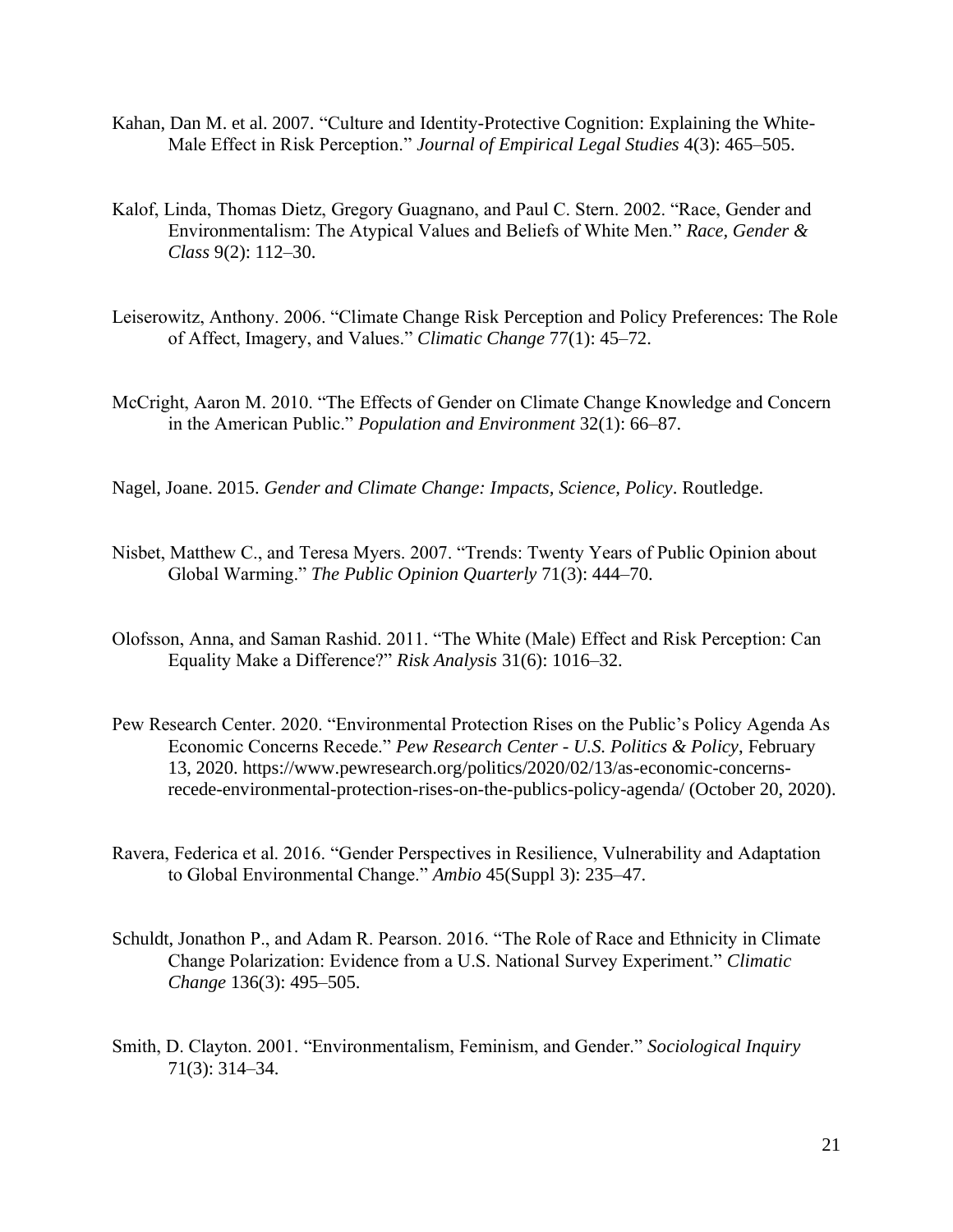Kahan, Dan M. et al. 2007. "Culture and Identity-Protective Cognition: Explaining the White-Male Effect in Risk Perception." *Journal of Empirical Legal Studies* 4(3): 465–505.

Kalof, Linda, Thomas Dietz, Gregory Guagnano, and Paul C. Stern. 2002. "Race, Gender and Environmentalism: The Atypical Values and Beliefs of White Men." *Race, Gender & Class* 9(2): 112–30.

Leiserowitz, Anthony. 2006. "Climate Change Risk Perception and Policy Preferences: The Role of Affect, Imagery, and Values." *Climatic Change* 77(1): 45–72.

McCright, Aaron M. 2010. "The Effects of Gender on Climate Change Knowledge and Concern in the American Public." *Population and Environment* 32(1): 66–87.

Nagel, Joane. 2015. *Gender and Climate Change: Impacts, Science, Policy*. Routledge.

Nisbet, Matthew C., and Teresa Myers. 2007. "Trends: Twenty Years of Public Opinion about Global Warming." *The Public Opinion Quarterly* 71(3): 444–70.

Olofsson, Anna, and Saman Rashid. 2011. "The White (Male) Effect and Risk Perception: Can Equality Make a Difference?" *Risk Analysis* 31(6): 1016–32.

Pew Research Center. 2020. "Environmental Protection Rises on the Public's Policy Agenda As Economic Concerns Recede." *Pew Research Center - U.S. Politics & Policy*, February 13, 2020. https://www.pewresearch.org/politics/2020/02/13/as-economic-concerns-recede-environmental-protection-rises-on-the-publics-policy-agenda/ (October 20, 2020).

Ravera, Federica et al. 2016. "Gender Perspectives in Resilience, Vulnerability and Adaptation to Global Environmental Change." *Ambio* 45(Suppl 3): 235–47.

Schuldt, Jonathon P., and Adam R. Pearson. 2016. "The Role of Race and Ethnicity in Climate Change Polarization: Evidence from a U.S. National Survey Experiment." *Climatic Change* 136(3): 495–505.

Smith, D. Clayton. 2001. "Environmentalism, Feminism, and Gender." *Sociological Inquiry* 71(3): 314–34.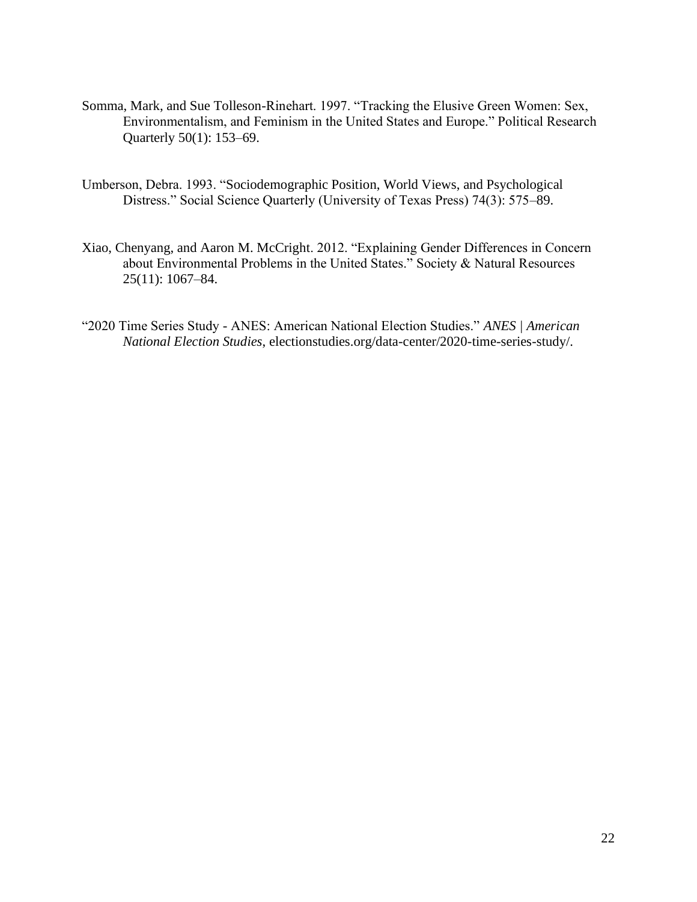Somma, Mark, and Sue Tolleson-Rinehart. 1997. "Tracking the Elusive Green Women: Sex, Environmentalism, and Feminism in the United States and Europe." Political Research Quarterly 50(1): 153–69.

Umberson, Debra. 1993. "Sociodemographic Position, World Views, and Psychological Distress." Social Science Quarterly (University of Texas Press) 74(3): 575–89.

Xiao, Chenyang, and Aaron M. McCright. 2012. "Explaining Gender Differences in Concern about Environmental Problems in the United States." Society & Natural Resources 25(11): 1067–84.

"2020 Time Series Study - ANES: American National Election Studies." *ANES | American National Election Studies*, electionstudies.org/data-center/2020-time-series-study/.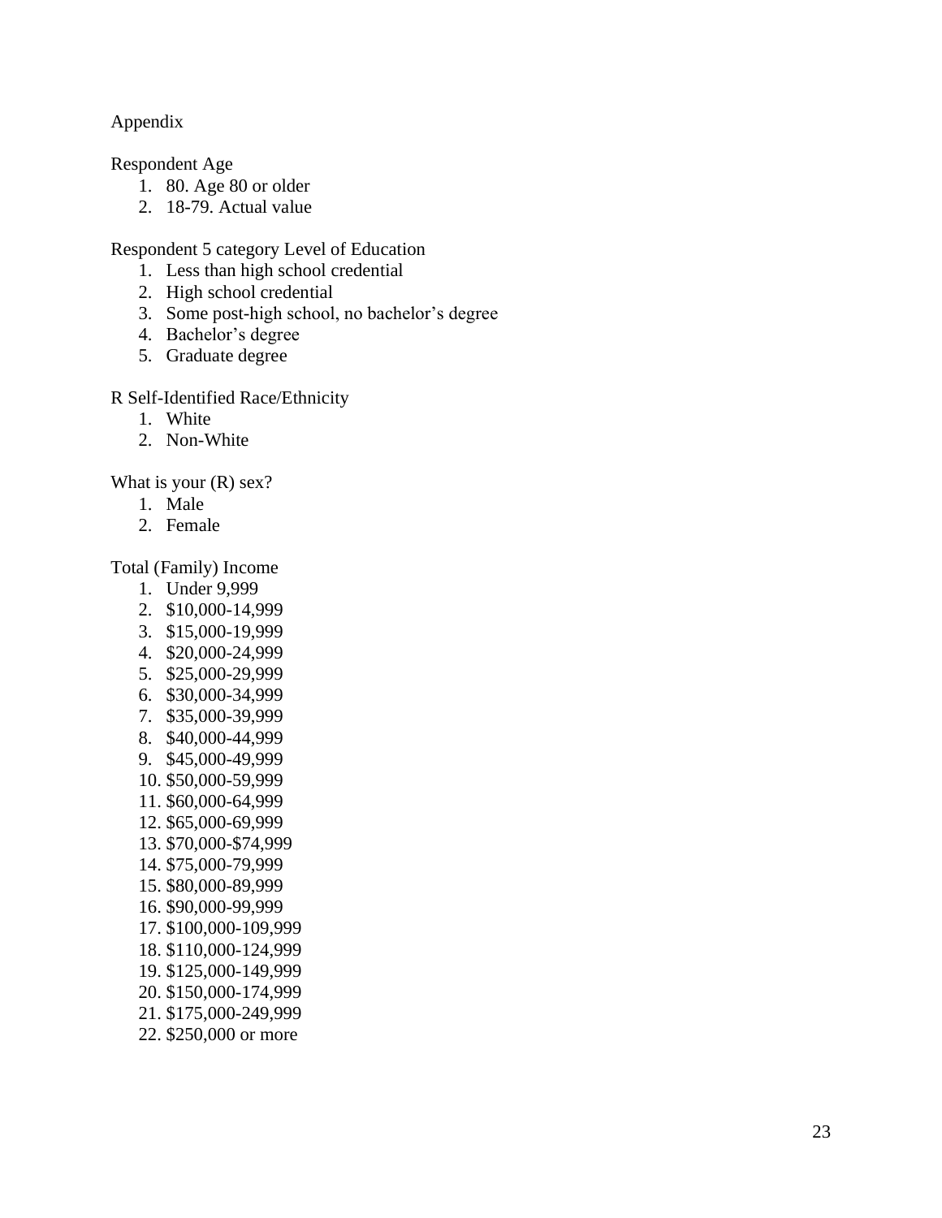Appendix

Respondent Age

1. 80. Age 80 or older
2. 18-79. Actual value

Respondent 5 category Level of Education

1. Less than high school credential
2. High school credential
3. Some post-high school, no bachelor's degree
4. Bachelor's degree
5. Graduate degree

R Self-Identified Race/Ethnicity

1. White
2. Non-White

What is your (R) sex?

1. Male
2. Female

Total (Family) Income

1. Under 9,999
2. $10,000-14,999
3. $15,000-19,999
4. $20,000-24,999
5. $25,000-29,999
6. $30,000-34,999
7. $35,000-39,999
8. $40,000-44,999
9. $45,000-49,999
10. $50,000-59,999
11. $60,000-64,999
12. $65,000-69,999
13. $70,000-$74,999
14. $75,000-79,999
15. $80,000-89,999
16. $90,000-99,999
17. $100,000-109,999
18. $110,000-124,999
19. $125,000-149,999
20. $150,000-174,999
21. $175,000-249,999
22. $250,000 or more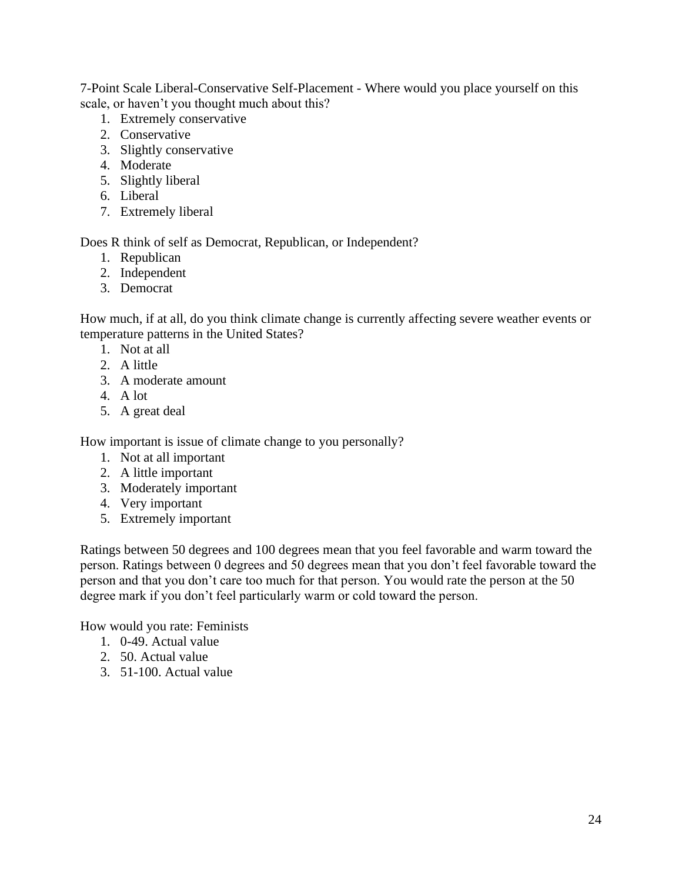7-Point Scale Liberal-Conservative Self-Placement - Where would you place yourself on this scale, or haven't you thought much about this?

1. Extremely conservative
2. Conservative
3. Slightly conservative
4. Moderate
5. Slightly liberal
6. Liberal
7. Extremely liberal

Does R think of self as Democrat, Republican, or Independent?

1. Republican
2. Independent
3. Democrat

How much, if at all, do you think climate change is currently affecting severe weather events or temperature patterns in the United States?

1. Not at all
2. A little
3. A moderate amount
4. A lot
5. A great deal

How important is issue of climate change to you personally?

1. Not at all important
2. A little important
3. Moderately important
4. Very important
5. Extremely important

Ratings between 50 degrees and 100 degrees mean that you feel favorable and warm toward the person. Ratings between 0 degrees and 50 degrees mean that you don't feel favorable toward the person and that you don't care too much for that person. You would rate the person at the 50 degree mark if you don't feel particularly warm or cold toward the person.

How would you rate: Feminists

1. 0-49. Actual value
2. 50. Actual value
3. 51-100. Actual value